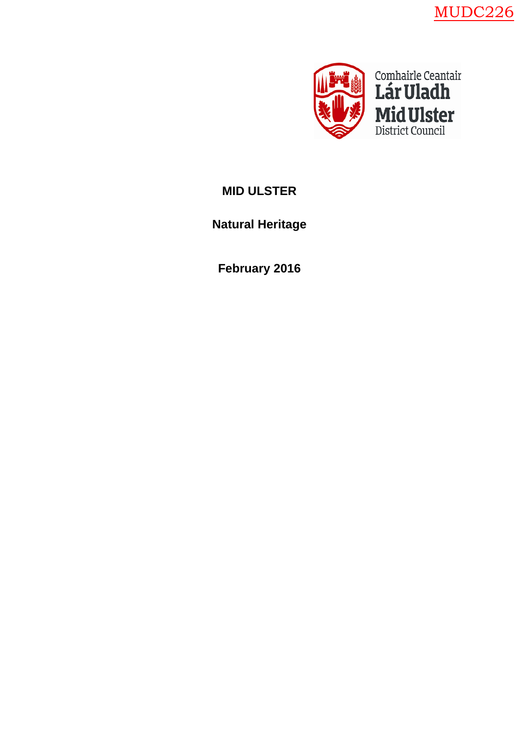MUDC226

Comhairle Ceantair
Lár Uladh
Mid Ulster
District Council

# MID ULSTER

## Natural Heritage

**February 2016**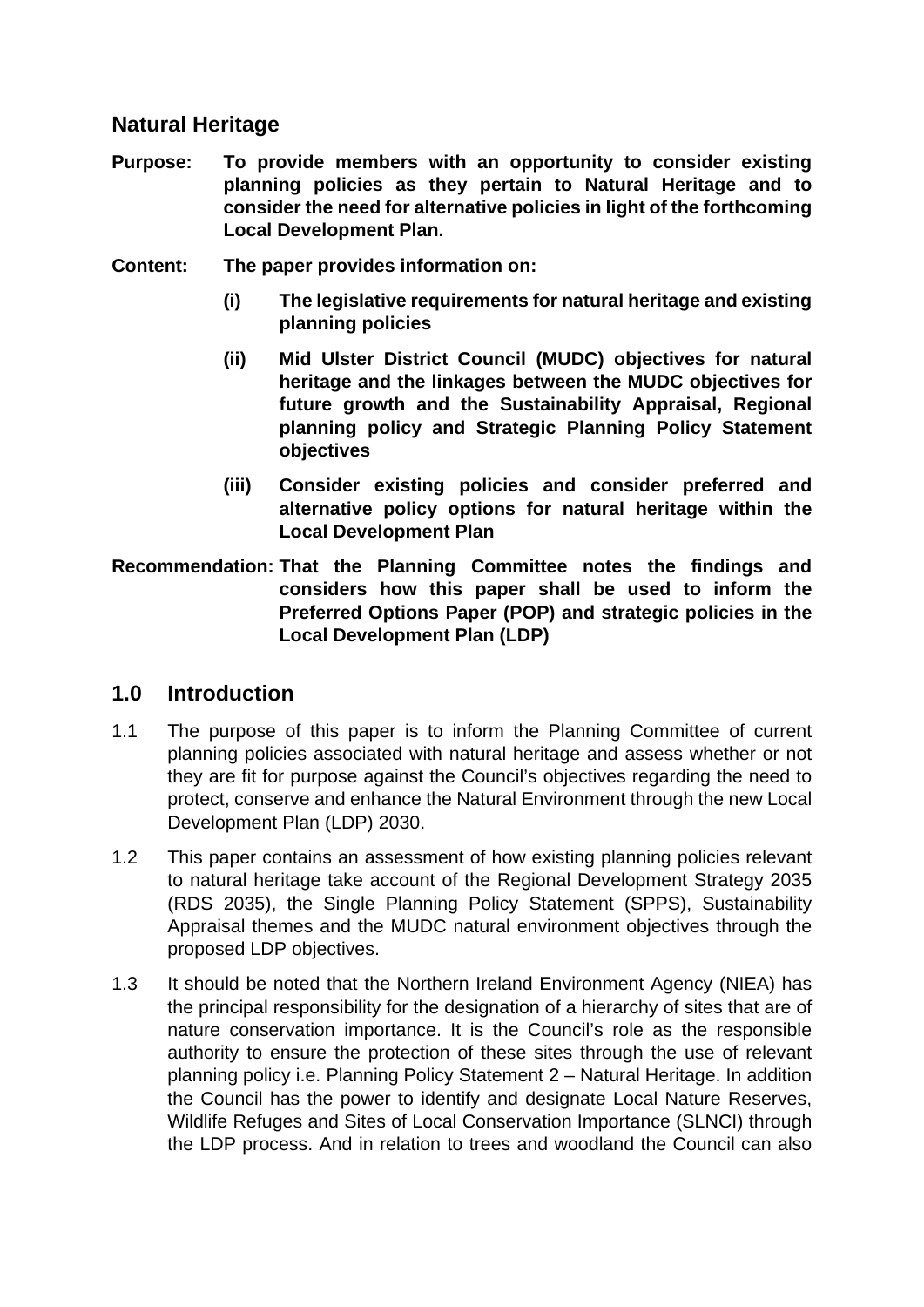## Natural Heritage

**Purpose:** **To provide members with an opportunity to consider existing planning policies as they pertain to Natural Heritage and to consider the need for alternative policies in light of the forthcoming Local Development Plan.**

**Content:** **The paper provides information on:**

- **(i)** **The legislative requirements for natural heritage and existing planning policies**
- **(ii)** **Mid Ulster District Council (MUDC) objectives for natural heritage and the linkages between the MUDC objectives for future growth and the Sustainability Appraisal, Regional planning policy and Strategic Planning Policy Statement objectives**
- **(iii)** **Consider existing policies and consider preferred and alternative policy options for natural heritage within the Local Development Plan**

**Recommendation:** **That the Planning Committee notes the findings and considers how this paper shall be used to inform the Preferred Options Paper (POP) and strategic policies in the Local Development Plan (LDP)**

## 1.0 Introduction

1.1 The purpose of this paper is to inform the Planning Committee of current planning policies associated with natural heritage and assess whether or not they are fit for purpose against the Council's objectives regarding the need to protect, conserve and enhance the Natural Environment through the new Local Development Plan (LDP) 2030.

1.2 This paper contains an assessment of how existing planning policies relevant to natural heritage take account of the Regional Development Strategy 2035 (RDS 2035), the Single Planning Policy Statement (SPPS), Sustainability Appraisal themes and the MUDC natural environment objectives through the proposed LDP objectives.

1.3 It should be noted that the Northern Ireland Environment Agency (NIEA) has the principal responsibility for the designation of a hierarchy of sites that are of nature conservation importance. It is the Council's role as the responsible authority to ensure the protection of these sites through the use of relevant planning policy i.e. Planning Policy Statement 2 – Natural Heritage. In addition the Council has the power to identify and designate Local Nature Reserves, Wildlife Refuges and Sites of Local Conservation Importance (SLNCI) through the LDP process. And in relation to trees and woodland the Council can also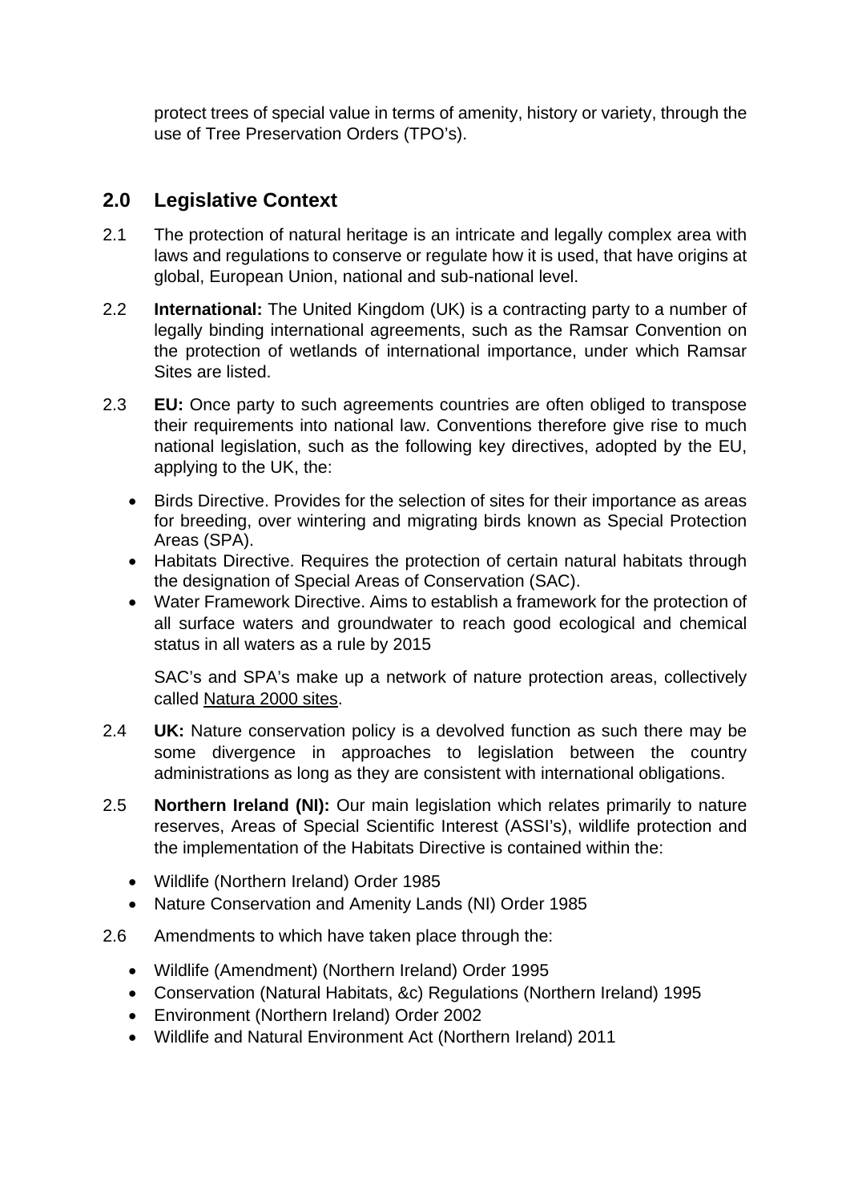protect trees of special value in terms of amenity, history or variety, through the use of Tree Preservation Orders (TPO's).

## 2.0 Legislative Context

2.1 The protection of natural heritage is an intricate and legally complex area with laws and regulations to conserve or regulate how it is used, that have origins at global, European Union, national and sub-national level.

2.2 **International:** The United Kingdom (UK) is a contracting party to a number of legally binding international agreements, such as the Ramsar Convention on the protection of wetlands of international importance, under which Ramsar Sites are listed.

2.3 **EU:** Once party to such agreements countries are often obliged to transpose their requirements into national law. Conventions therefore give rise to much national legislation, such as the following key directives, adopted by the EU, applying to the UK, the:

- Birds Directive. Provides for the selection of sites for their importance as areas for breeding, over wintering and migrating birds known as Special Protection Areas (SPA).
- Habitats Directive. Requires the protection of certain natural habitats through the designation of Special Areas of Conservation (SAC).
- Water Framework Directive. Aims to establish a framework for the protection of all surface waters and groundwater to reach good ecological and chemical status in all waters as a rule by 2015

SAC's and SPA's make up a network of nature protection areas, collectively called Natura 2000 sites.

2.4 **UK:** Nature conservation policy is a devolved function as such there may be some divergence in approaches to legislation between the country administrations as long as they are consistent with international obligations.

2.5 **Northern Ireland (NI):** Our main legislation which relates primarily to nature reserves, Areas of Special Scientific Interest (ASSI's), wildlife protection and the implementation of the Habitats Directive is contained within the:

- Wildlife (Northern Ireland) Order 1985
- Nature Conservation and Amenity Lands (NI) Order 1985

2.6 Amendments to which have taken place through the:

- Wildlife (Amendment) (Northern Ireland) Order 1995
- Conservation (Natural Habitats, &c) Regulations (Northern Ireland) 1995
- Environment (Northern Ireland) Order 2002
- Wildlife and Natural Environment Act (Northern Ireland) 2011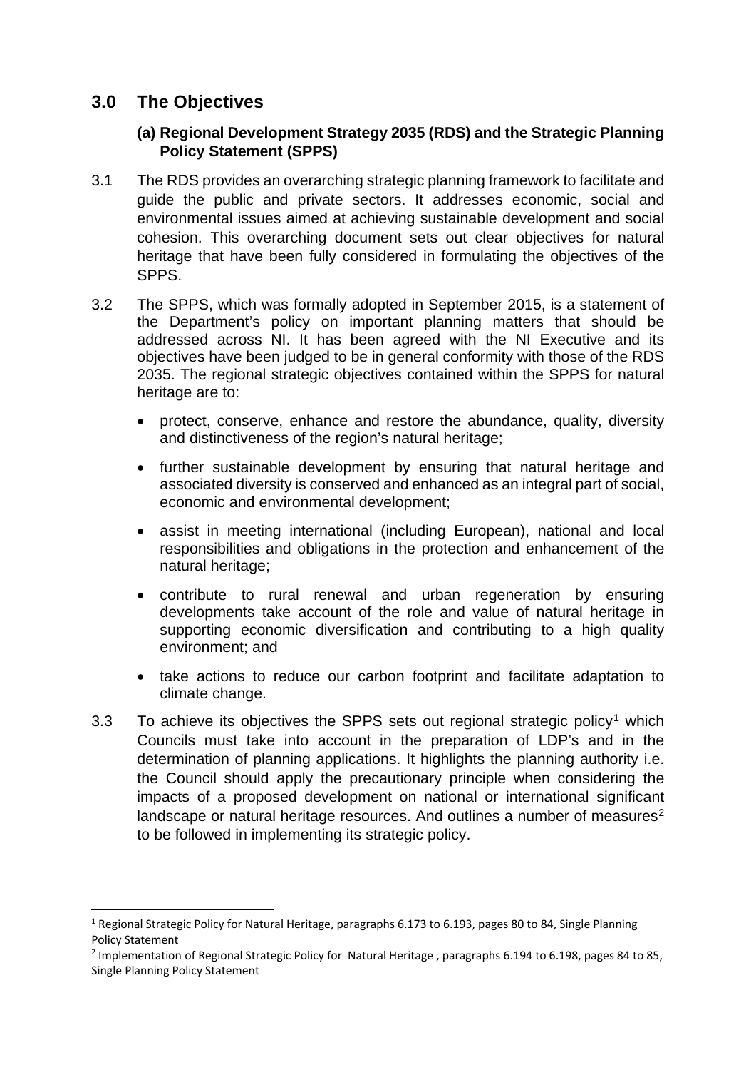## 3.0 The Objectives

### (a) Regional Development Strategy 2035 (RDS) and the Strategic Planning Policy Statement (SPPS)

3.1 The RDS provides an overarching strategic planning framework to facilitate and guide the public and private sectors. It addresses economic, social and environmental issues aimed at achieving sustainable development and social cohesion. This overarching document sets out clear objectives for natural heritage that have been fully considered in formulating the objectives of the SPPS.

3.2 The SPPS, which was formally adopted in September 2015, is a statement of the Department's policy on important planning matters that should be addressed across NI. It has been agreed with the NI Executive and its objectives have been judged to be in general conformity with those of the RDS 2035. The regional strategic objectives contained within the SPPS for natural heritage are to:

- protect, conserve, enhance and restore the abundance, quality, diversity and distinctiveness of the region's natural heritage;
- further sustainable development by ensuring that natural heritage and associated diversity is conserved and enhanced as an integral part of social, economic and environmental development;
- assist in meeting international (including European), national and local responsibilities and obligations in the protection and enhancement of the natural heritage;
- contribute to rural renewal and urban regeneration by ensuring developments take account of the role and value of natural heritage in supporting economic diversification and contributing to a high quality environment; and
- take actions to reduce our carbon footprint and facilitate adaptation to climate change.

3.3 To achieve its objectives the SPPS sets out regional strategic policy[1] which Councils must take into account in the preparation of LDP's and in the determination of planning applications. It highlights the planning authority i.e. the Council should apply the precautionary principle when considering the impacts of a proposed development on national or international significant landscape or natural heritage resources. And outlines a number of measures[2] to be followed in implementing its strategic policy.

---

[1] Regional Strategic Policy for Natural Heritage, paragraphs 6.173 to 6.193, pages 80 to 84, Single Planning Policy Statement

[2] Implementation of Regional Strategic Policy for Natural Heritage , paragraphs 6.194 to 6.198, pages 84 to 85, Single Planning Policy Statement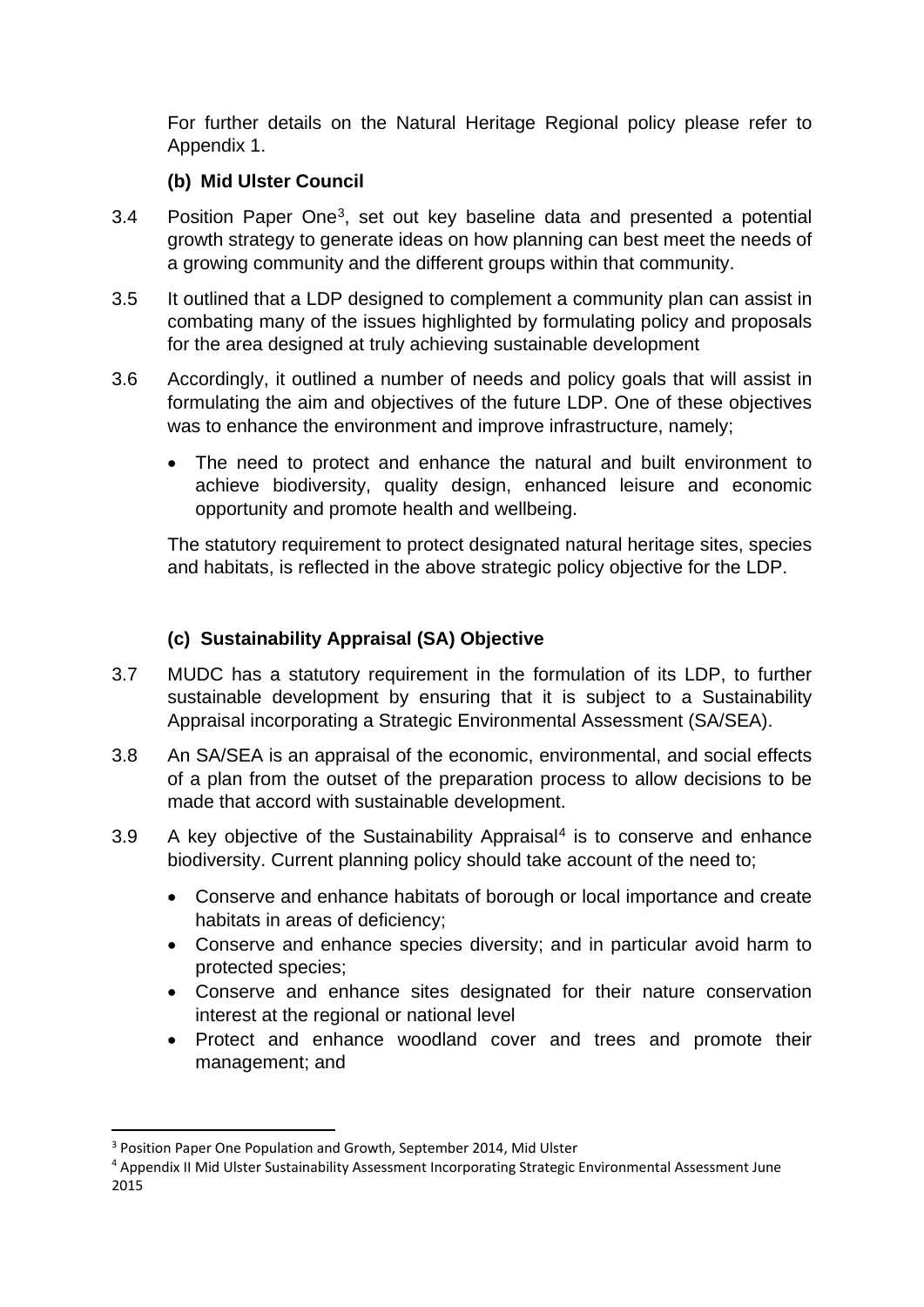For further details on the Natural Heritage Regional policy please refer to Appendix 1.

### (b) Mid Ulster Council

3.4 Position Paper One[3], set out key baseline data and presented a potential growth strategy to generate ideas on how planning can best meet the needs of a growing community and the different groups within that community.

3.5 It outlined that a LDP designed to complement a community plan can assist in combating many of the issues highlighted by formulating policy and proposals for the area designed at truly achieving sustainable development

3.6 Accordingly, it outlined a number of needs and policy goals that will assist in formulating the aim and objectives of the future LDP. One of these objectives was to enhance the environment and improve infrastructure, namely;

- The need to protect and enhance the natural and built environment to achieve biodiversity, quality design, enhanced leisure and economic opportunity and promote health and wellbeing.

The statutory requirement to protect designated natural heritage sites, species and habitats, is reflected in the above strategic policy objective for the LDP.

### (c) Sustainability Appraisal (SA) Objective

3.7 MUDC has a statutory requirement in the formulation of its LDP, to further sustainable development by ensuring that it is subject to a Sustainability Appraisal incorporating a Strategic Environmental Assessment (SA/SEA).

3.8 An SA/SEA is an appraisal of the economic, environmental, and social effects of a plan from the outset of the preparation process to allow decisions to be made that accord with sustainable development.

3.9 A key objective of the Sustainability Appraisal[4] is to conserve and enhance biodiversity. Current planning policy should take account of the need to;

- Conserve and enhance habitats of borough or local importance and create habitats in areas of deficiency;
- Conserve and enhance species diversity; and in particular avoid harm to protected species;
- Conserve and enhance sites designated for their nature conservation interest at the regional or national level
- Protect and enhance woodland cover and trees and promote their management; and

[3] Position Paper One Population and Growth, September 2014, Mid Ulster

[4] Appendix II Mid Ulster Sustainability Assessment Incorporating Strategic Environmental Assessment June 2015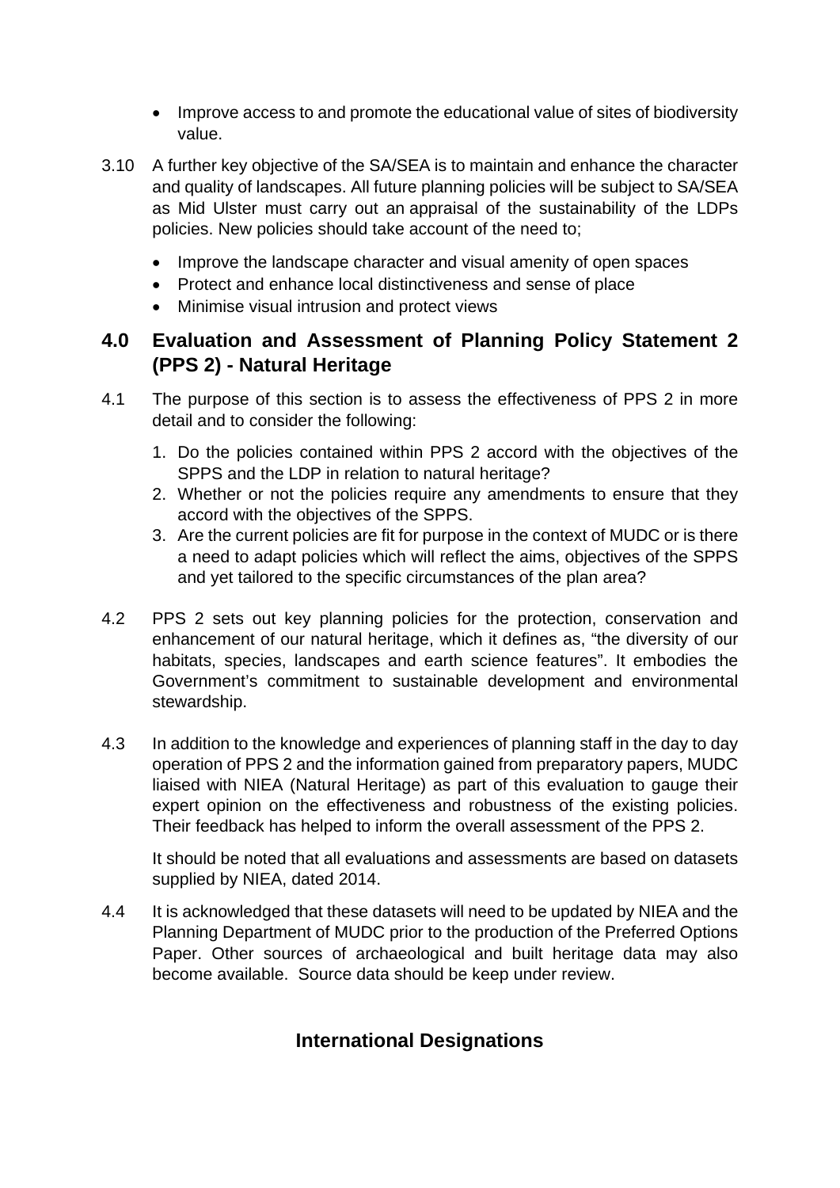- Improve access to and promote the educational value of sites of biodiversity value.

3.10 A further key objective of the SA/SEA is to maintain and enhance the character and quality of landscapes. All future planning policies will be subject to SA/SEA as Mid Ulster must carry out an appraisal of the sustainability of the LDPs policies. New policies should take account of the need to;

- Improve the landscape character and visual amenity of open spaces
- Protect and enhance local distinctiveness and sense of place
- Minimise visual intrusion and protect views

## 4.0 Evaluation and Assessment of Planning Policy Statement 2 (PPS 2) - Natural Heritage

4.1 The purpose of this section is to assess the effectiveness of PPS 2 in more detail and to consider the following:

1. Do the policies contained within PPS 2 accord with the objectives of the SPPS and the LDP in relation to natural heritage?
2. Whether or not the policies require any amendments to ensure that they accord with the objectives of the SPPS.
3. Are the current policies are fit for purpose in the context of MUDC or is there a need to adapt policies which will reflect the aims, objectives of the SPPS and yet tailored to the specific circumstances of the plan area?

4.2 PPS 2 sets out key planning policies for the protection, conservation and enhancement of our natural heritage, which it defines as, “the diversity of our habitats, species, landscapes and earth science features”. It embodies the Government’s commitment to sustainable development and environmental stewardship.

4.3 In addition to the knowledge and experiences of planning staff in the day to day operation of PPS 2 and the information gained from preparatory papers, MUDC liaised with NIEA (Natural Heritage) as part of this evaluation to gauge their expert opinion on the effectiveness and robustness of the existing policies. Their feedback has helped to inform the overall assessment of the PPS 2.

It should be noted that all evaluations and assessments are based on datasets supplied by NIEA, dated 2014.

4.4 It is acknowledged that these datasets will need to be updated by NIEA and the Planning Department of MUDC prior to the production of the Preferred Options Paper. Other sources of archaeological and built heritage data may also become available. Source data should be keep under review.

### International Designations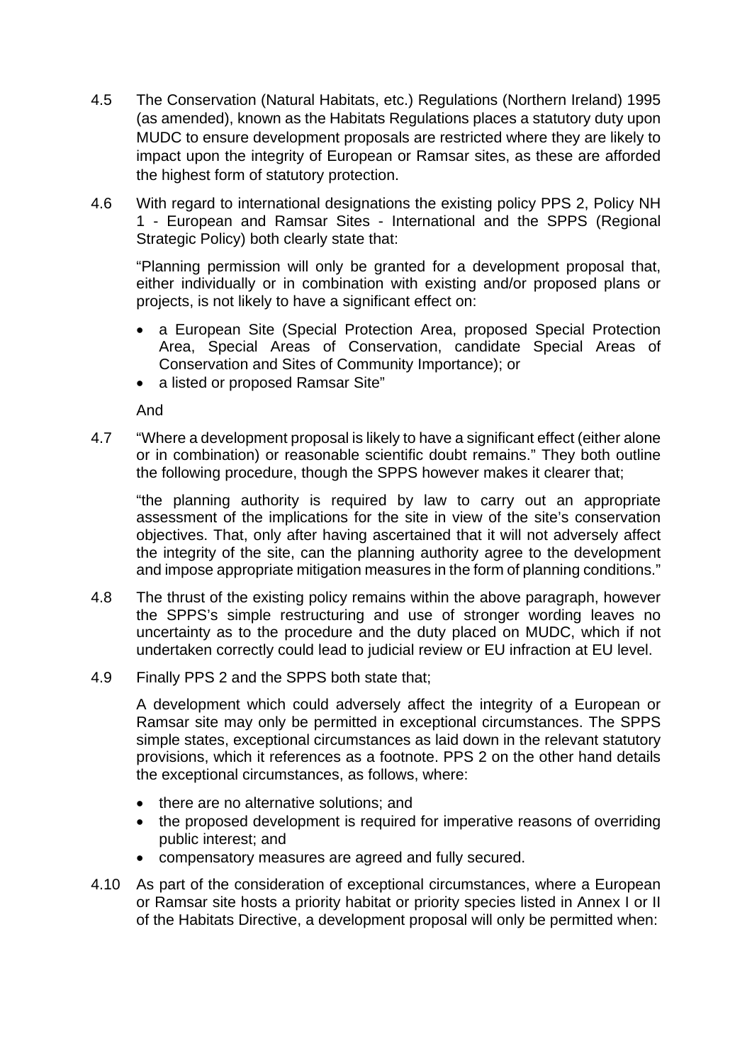4.5 The Conservation (Natural Habitats, etc.) Regulations (Northern Ireland) 1995 (as amended), known as the Habitats Regulations places a statutory duty upon MUDC to ensure development proposals are restricted where they are likely to impact upon the integrity of European or Ramsar sites, as these are afforded the highest form of statutory protection.

4.6 With regard to international designations the existing policy PPS 2, Policy NH 1 - European and Ramsar Sites - International and the SPPS (Regional Strategic Policy) both clearly state that:

"Planning permission will only be granted for a development proposal that, either individually or in combination with existing and/or proposed plans or projects, is not likely to have a significant effect on:

- a European Site (Special Protection Area, proposed Special Protection Area, Special Areas of Conservation, candidate Special Areas of Conservation and Sites of Community Importance); or
- a listed or proposed Ramsar Site"

And

4.7 "Where a development proposal is likely to have a significant effect (either alone or in combination) or reasonable scientific doubt remains." They both outline the following procedure, though the SPPS however makes it clearer that;

"the planning authority is required by law to carry out an appropriate assessment of the implications for the site in view of the site's conservation objectives. That, only after having ascertained that it will not adversely affect the integrity of the site, can the planning authority agree to the development and impose appropriate mitigation measures in the form of planning conditions."

4.8 The thrust of the existing policy remains within the above paragraph, however the SPPS's simple restructuring and use of stronger wording leaves no uncertainty as to the procedure and the duty placed on MUDC, which if not undertaken correctly could lead to judicial review or EU infraction at EU level.

4.9 Finally PPS 2 and the SPPS both state that;

A development which could adversely affect the integrity of a European or Ramsar site may only be permitted in exceptional circumstances. The SPPS simple states, exceptional circumstances as laid down in the relevant statutory provisions, which it references as a footnote. PPS 2 on the other hand details the exceptional circumstances, as follows, where:

- there are no alternative solutions; and
- the proposed development is required for imperative reasons of overriding public interest; and
- compensatory measures are agreed and fully secured.

4.10 As part of the consideration of exceptional circumstances, where a European or Ramsar site hosts a priority habitat or priority species listed in Annex I or II of the Habitats Directive, a development proposal will only be permitted when: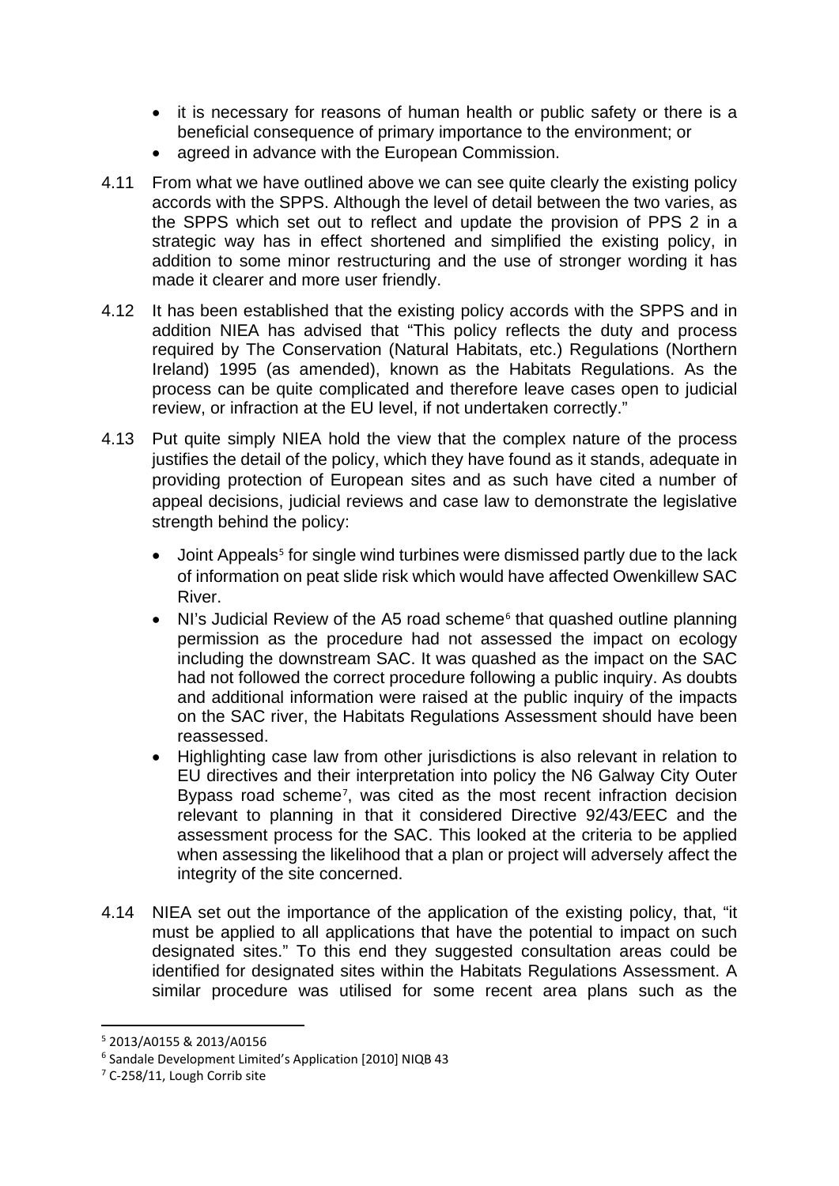- it is necessary for reasons of human health or public safety or there is a beneficial consequence of primary importance to the environment; or
- agreed in advance with the European Commission.

4.11 From what we have outlined above we can see quite clearly the existing policy accords with the SPPS. Although the level of detail between the two varies, as the SPPS which set out to reflect and update the provision of PPS 2 in a strategic way has in effect shortened and simplified the existing policy, in addition to some minor restructuring and the use of stronger wording it has made it clearer and more user friendly.

4.12 It has been established that the existing policy accords with the SPPS and in addition NIEA has advised that "This policy reflects the duty and process required by The Conservation (Natural Habitats, etc.) Regulations (Northern Ireland) 1995 (as amended), known as the Habitats Regulations. As the process can be quite complicated and therefore leave cases open to judicial review, or infraction at the EU level, if not undertaken correctly."

4.13 Put quite simply NIEA hold the view that the complex nature of the process justifies the detail of the policy, which they have found as it stands, adequate in providing protection of European sites and as such have cited a number of appeal decisions, judicial reviews and case law to demonstrate the legislative strength behind the policy:

- Joint Appeals[5] for single wind turbines were dismissed partly due to the lack of information on peat slide risk which would have affected Owenkillew SAC River.
- NI's Judicial Review of the A5 road scheme[6] that quashed outline planning permission as the procedure had not assessed the impact on ecology including the downstream SAC. It was quashed as the impact on the SAC had not followed the correct procedure following a public inquiry. As doubts and additional information were raised at the public inquiry of the impacts on the SAC river, the Habitats Regulations Assessment should have been reassessed.
- Highlighting case law from other jurisdictions is also relevant in relation to EU directives and their interpretation into policy the N6 Galway City Outer Bypass road scheme[7], was cited as the most recent infraction decision relevant to planning in that it considered Directive 92/43/EEC and the assessment process for the SAC. This looked at the criteria to be applied when assessing the likelihood that a plan or project will adversely affect the integrity of the site concerned.

4.14 NIEA set out the importance of the application of the existing policy, that, "it must be applied to all applications that have the potential to impact on such designated sites." To this end they suggested consultation areas could be identified for designated sites within the Habitats Regulations Assessment. A similar procedure was utilised for some recent area plans such as the

---

[5] 2013/A0155 & 2013/A0156

[6] Sandale Development Limited's Application [2010] NIQB 43

[7] C-258/11, Lough Corrib site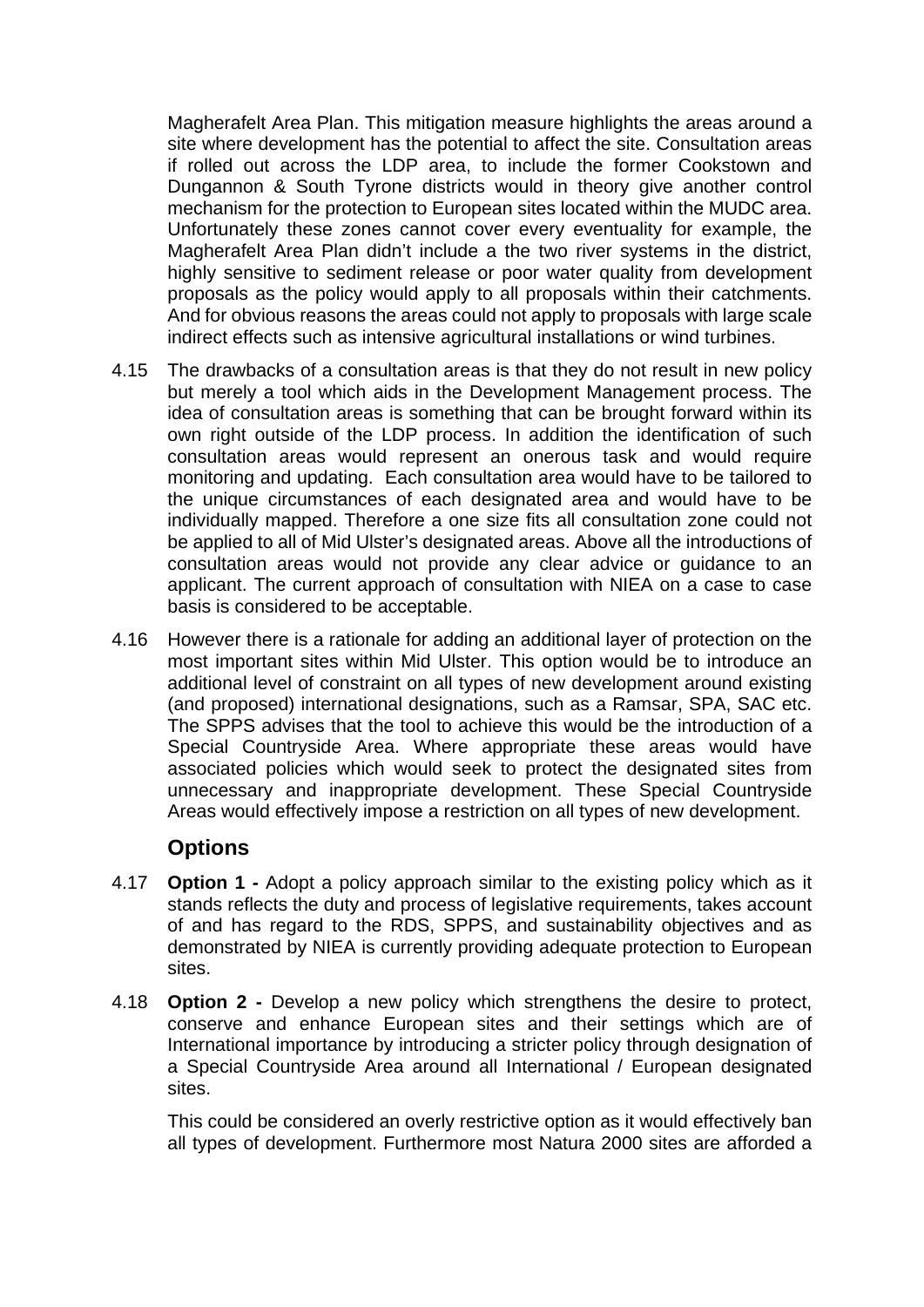Magherafelt Area Plan. This mitigation measure highlights the areas around a site where development has the potential to affect the site. Consultation areas if rolled out across the LDP area, to include the former Cookstown and Dungannon & South Tyrone districts would in theory give another control mechanism for the protection to European sites located within the MUDC area. Unfortunately these zones cannot cover every eventuality for example, the Magherafelt Area Plan didn't include a the two river systems in the district, highly sensitive to sediment release or poor water quality from development proposals as the policy would apply to all proposals within their catchments. And for obvious reasons the areas could not apply to proposals with large scale indirect effects such as intensive agricultural installations or wind turbines.

4.15 The drawbacks of a consultation areas is that they do not result in new policy but merely a tool which aids in the Development Management process. The idea of consultation areas is something that can be brought forward within its own right outside of the LDP process. In addition the identification of such consultation areas would represent an onerous task and would require monitoring and updating. Each consultation area would have to be tailored to the unique circumstances of each designated area and would have to be individually mapped. Therefore a one size fits all consultation zone could not be applied to all of Mid Ulster's designated areas. Above all the introductions of consultation areas would not provide any clear advice or guidance to an applicant. The current approach of consultation with NIEA on a case to case basis is considered to be acceptable.

4.16 However there is a rationale for adding an additional layer of protection on the most important sites within Mid Ulster. This option would be to introduce an additional level of constraint on all types of new development around existing (and proposed) international designations, such as a Ramsar, SPA, SAC etc. The SPPS advises that the tool to achieve this would be the introduction of a Special Countryside Area. Where appropriate these areas would have associated policies which would seek to protect the designated sites from unnecessary and inappropriate development. These Special Countryside Areas would effectively impose a restriction on all types of new development.

## Options

4.17 **Option 1 -** Adopt a policy approach similar to the existing policy which as it stands reflects the duty and process of legislative requirements, takes account of and has regard to the RDS, SPPS, and sustainability objectives and as demonstrated by NIEA is currently providing adequate protection to European sites.

4.18 **Option 2 -** Develop a new policy which strengthens the desire to protect, conserve and enhance European sites and their settings which are of International importance by introducing a stricter policy through designation of a Special Countryside Area around all International / European designated sites.

This could be considered an overly restrictive option as it would effectively ban all types of development. Furthermore most Natura 2000 sites are afforded a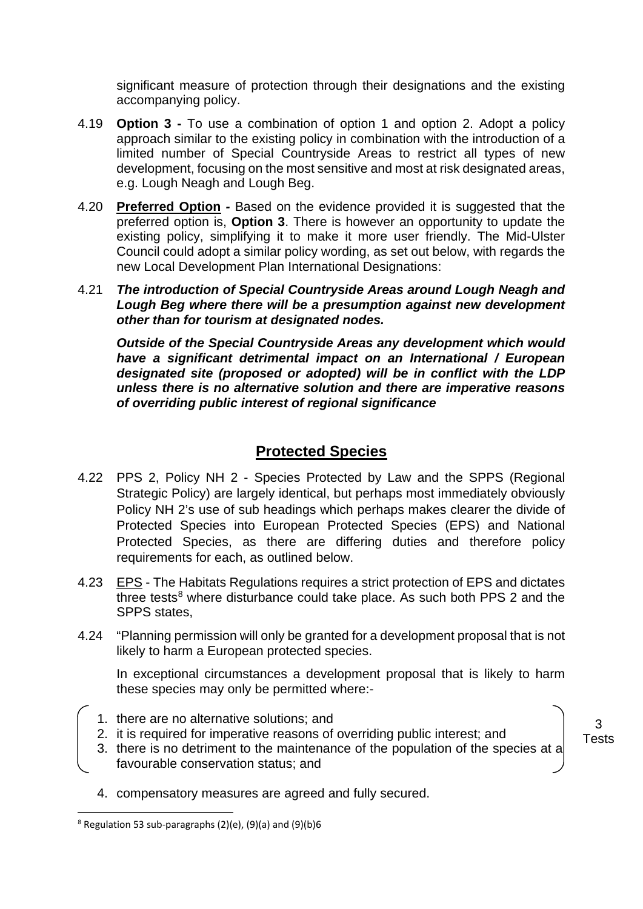significant measure of protection through their designations and the existing accompanying policy.

4.19 **Option 3 -** To use a combination of option 1 and option 2. Adopt a policy approach similar to the existing policy in combination with the introduction of a limited number of Special Countryside Areas to restrict all types of new development, focusing on the most sensitive and most at risk designated areas, e.g. Lough Neagh and Lough Beg.

4.20 **Preferred Option -** Based on the evidence provided it is suggested that the preferred option is, **Option 3**. There is however an opportunity to update the existing policy, simplifying it to make it more user friendly. The Mid-Ulster Council could adopt a similar policy wording, as set out below, with regards the new Local Development Plan International Designations:

4.21 ***The introduction of Special Countryside Areas around Lough Neagh and Lough Beg where there will be a presumption against new development other than for tourism at designated nodes.***

***Outside of the Special Countryside Areas any development which would have a significant detrimental impact on an International / European designated site (proposed or adopted) will be in conflict with the LDP unless there is no alternative solution and there are imperative reasons of overriding public interest of regional significance***

## Protected Species

4.22 PPS 2, Policy NH 2 - Species Protected by Law and the SPPS (Regional Strategic Policy) are largely identical, but perhaps most immediately obviously Policy NH 2's use of sub headings which perhaps makes clearer the divide of Protected Species into European Protected Species (EPS) and National Protected Species, as there are differing duties and therefore policy requirements for each, as outlined below.

4.23 EPS - The Habitats Regulations requires a strict protection of EPS and dictates three tests[8] where disturbance could take place. As such both PPS 2 and the SPPS states,

4.24 "Planning permission will only be granted for a development proposal that is not likely to harm a European protected species.

In exceptional circumstances a development proposal that is likely to harm these species may only be permitted where:-

1. there are no alternative solutions; and
2. it is required for imperative reasons of overriding public interest; and
3. there is no detriment to the maintenance of the population of the species at a favourable conservation status; and

(3 Tests)

4. compensatory measures are agreed and fully secured.

[8] Regulation 53 sub-paragraphs (2)(e), (9)(a) and (9)(b)6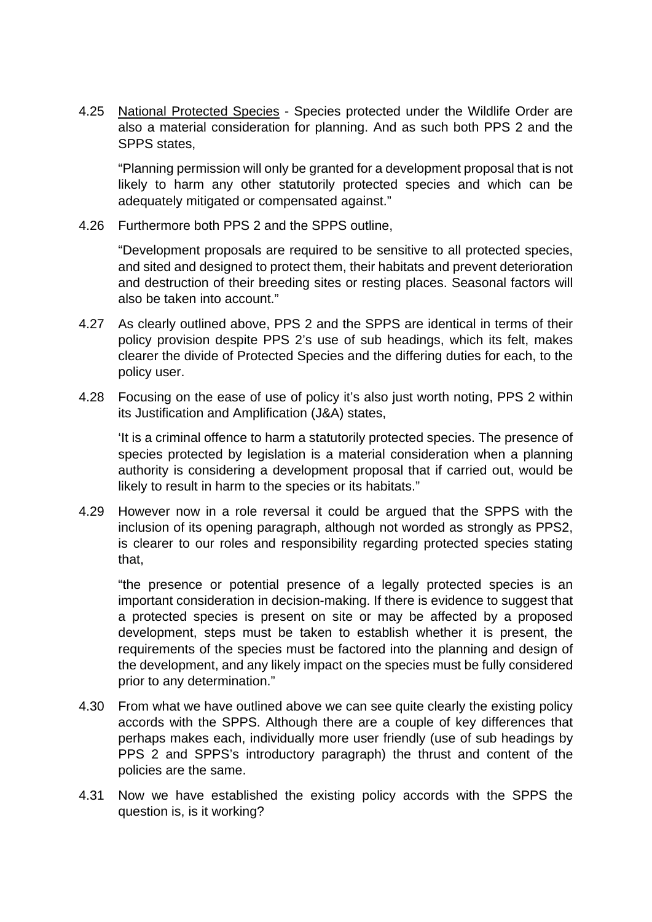4.25 National Protected Species - Species protected under the Wildlife Order are also a material consideration for planning. And as such both PPS 2 and the SPPS states,

> "Planning permission will only be granted for a development proposal that is not likely to harm any other statutorily protected species and which can be adequately mitigated or compensated against."

4.26 Furthermore both PPS 2 and the SPPS outline,

> "Development proposals are required to be sensitive to all protected species, and sited and designed to protect them, their habitats and prevent deterioration and destruction of their breeding sites or resting places. Seasonal factors will also be taken into account."

4.27 As clearly outlined above, PPS 2 and the SPPS are identical in terms of their policy provision despite PPS 2's use of sub headings, which its felt, makes clearer the divide of Protected Species and the differing duties for each, to the policy user.

4.28 Focusing on the ease of use of policy it's also just worth noting, PPS 2 within its Justification and Amplification (J&A) states,

> 'It is a criminal offence to harm a statutorily protected species. The presence of species protected by legislation is a material consideration when a planning authority is considering a development proposal that if carried out, would be likely to result in harm to the species or its habitats."

4.29 However now in a role reversal it could be argued that the SPPS with the inclusion of its opening paragraph, although not worded as strongly as PPS2, is clearer to our roles and responsibility regarding protected species stating that,

> "the presence or potential presence of a legally protected species is an important consideration in decision-making. If there is evidence to suggest that a protected species is present on site or may be affected by a proposed development, steps must be taken to establish whether it is present, the requirements of the species must be factored into the planning and design of the development, and any likely impact on the species must be fully considered prior to any determination."

4.30 From what we have outlined above we can see quite clearly the existing policy accords with the SPPS. Although there are a couple of key differences that perhaps makes each, individually more user friendly (use of sub headings by PPS 2 and SPPS's introductory paragraph) the thrust and content of the policies are the same.

4.31 Now we have established the existing policy accords with the SPPS the question is, is it working?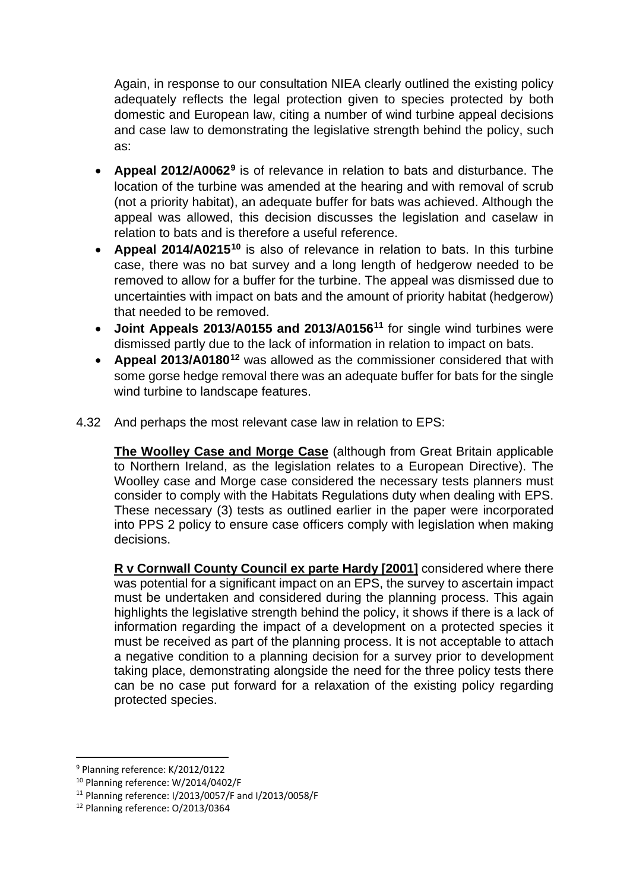Again, in response to our consultation NIEA clearly outlined the existing policy adequately reflects the legal protection given to species protected by both domestic and European law, citing a number of wind turbine appeal decisions and case law to demonstrating the legislative strength behind the policy, such as:

- **Appeal 2012/A0062**[9] is of relevance in relation to bats and disturbance. The location of the turbine was amended at the hearing and with removal of scrub (not a priority habitat), an adequate buffer for bats was achieved. Although the appeal was allowed, this decision discusses the legislation and caselaw in relation to bats and is therefore a useful reference.
- **Appeal 2014/A0215**[10] is also of relevance in relation to bats. In this turbine case, there was no bat survey and a long length of hedgerow needed to be removed to allow for a buffer for the turbine. The appeal was dismissed due to uncertainties with impact on bats and the amount of priority habitat (hedgerow) that needed to be removed.
- **Joint Appeals 2013/A0155 and 2013/A0156**[11] for single wind turbines were dismissed partly due to the lack of information in relation to impact on bats.
- **Appeal 2013/A0180**[12] was allowed as the commissioner considered that with some gorse hedge removal there was an adequate buffer for bats for the single wind turbine to landscape features.

4.32 And perhaps the most relevant case law in relation to EPS:

**The Woolley Case and Morge Case** (although from Great Britain applicable to Northern Ireland, as the legislation relates to a European Directive). The Woolley case and Morge case considered the necessary tests planners must consider to comply with the Habitats Regulations duty when dealing with EPS. These necessary (3) tests as outlined earlier in the paper were incorporated into PPS 2 policy to ensure case officers comply with legislation when making decisions.

**R v Cornwall County Council ex parte Hardy [2001]** considered where there was potential for a significant impact on an EPS, the survey to ascertain impact must be undertaken and considered during the planning process. This again highlights the legislative strength behind the policy, it shows if there is a lack of information regarding the impact of a development on a protected species it must be received as part of the planning process. It is not acceptable to attach a negative condition to a planning decision for a survey prior to development taking place, demonstrating alongside the need for the three policy tests there can be no case put forward for a relaxation of the existing policy regarding protected species.

---

[9] Planning reference: K/2012/0122

[10] Planning reference: W/2014/0402/F

[11] Planning reference: I/2013/0057/F and I/2013/0058/F

[12] Planning reference: O/2013/0364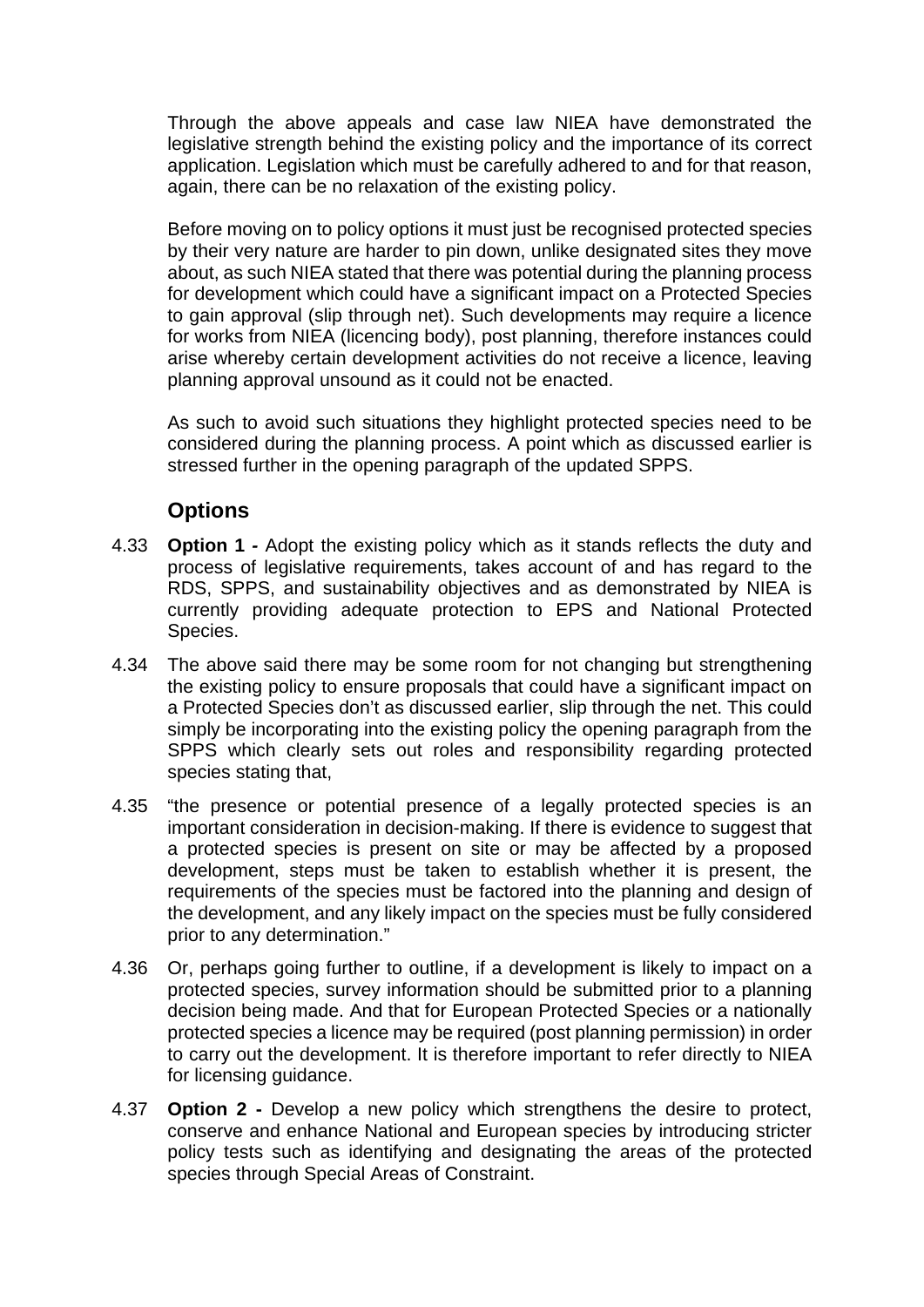Through the above appeals and case law NIEA have demonstrated the legislative strength behind the existing policy and the importance of its correct application. Legislation which must be carefully adhered to and for that reason, again, there can be no relaxation of the existing policy.

Before moving on to policy options it must just be recognised protected species by their very nature are harder to pin down, unlike designated sites they move about, as such NIEA stated that there was potential during the planning process for development which could have a significant impact on a Protected Species to gain approval (slip through net). Such developments may require a licence for works from NIEA (licencing body), post planning, therefore instances could arise whereby certain development activities do not receive a licence, leaving planning approval unsound as it could not be enacted.

As such to avoid such situations they highlight protected species need to be considered during the planning process. A point which as discussed earlier is stressed further in the opening paragraph of the updated SPPS.

## Options

4.33 **Option 1 -** Adopt the existing policy which as it stands reflects the duty and process of legislative requirements, takes account of and has regard to the RDS, SPPS, and sustainability objectives and as demonstrated by NIEA is currently providing adequate protection to EPS and National Protected Species.

4.34 The above said there may be some room for not changing but strengthening the existing policy to ensure proposals that could have a significant impact on a Protected Species don't as discussed earlier, slip through the net. This could simply be incorporating into the existing policy the opening paragraph from the SPPS which clearly sets out roles and responsibility regarding protected species stating that,

4.35 "the presence or potential presence of a legally protected species is an important consideration in decision-making. If there is evidence to suggest that a protected species is present on site or may be affected by a proposed development, steps must be taken to establish whether it is present, the requirements of the species must be factored into the planning and design of the development, and any likely impact on the species must be fully considered prior to any determination."

4.36 Or, perhaps going further to outline, if a development is likely to impact on a protected species, survey information should be submitted prior to a planning decision being made. And that for European Protected Species or a nationally protected species a licence may be required (post planning permission) in order to carry out the development. It is therefore important to refer directly to NIEA for licensing guidance.

4.37 **Option 2 -** Develop a new policy which strengthens the desire to protect, conserve and enhance National and European species by introducing stricter policy tests such as identifying and designating the areas of the protected species through Special Areas of Constraint.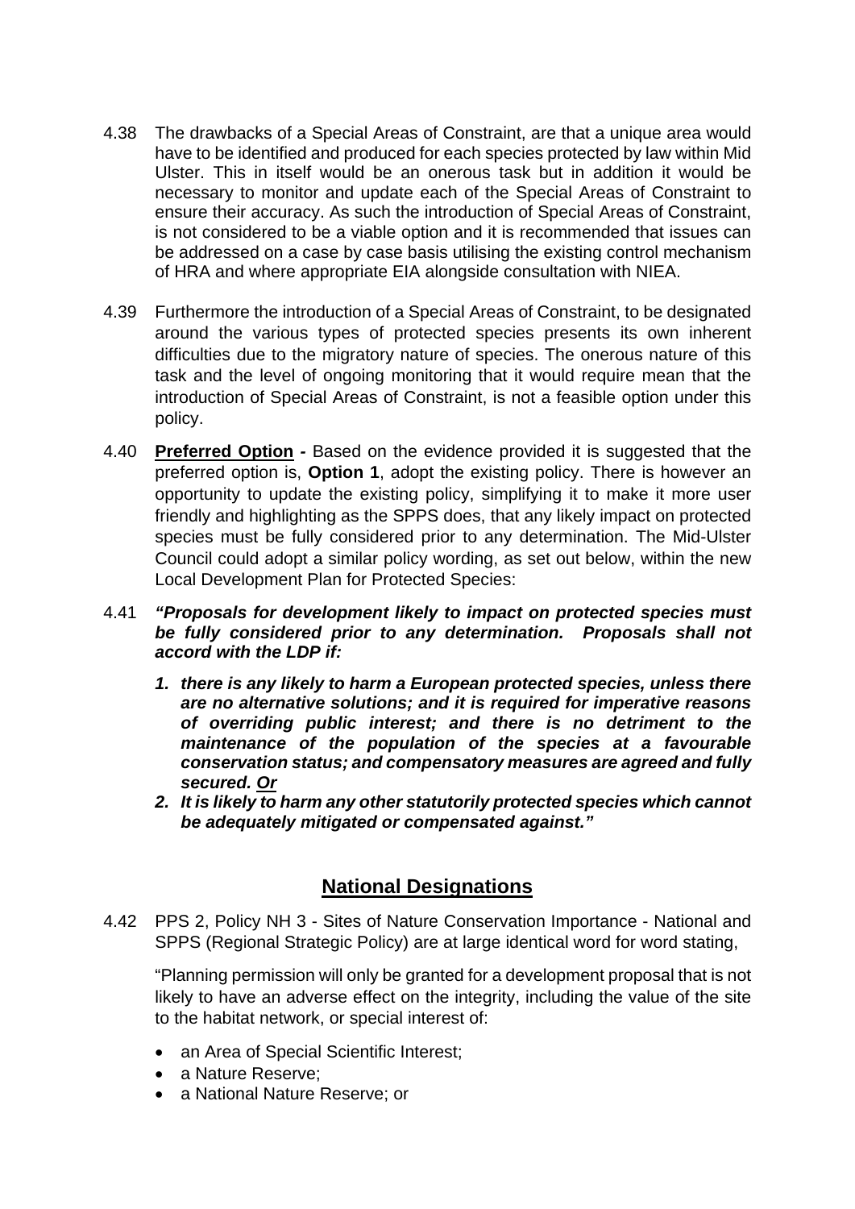4.38 The drawbacks of a Special Areas of Constraint, are that a unique area would have to be identified and produced for each species protected by law within Mid Ulster. This in itself would be an onerous task but in addition it would be necessary to monitor and update each of the Special Areas of Constraint to ensure their accuracy. As such the introduction of Special Areas of Constraint, is not considered to be a viable option and it is recommended that issues can be addressed on a case by case basis utilising the existing control mechanism of HRA and where appropriate EIA alongside consultation with NIEA.

4.39 Furthermore the introduction of a Special Areas of Constraint, to be designated around the various types of protected species presents its own inherent difficulties due to the migratory nature of species. The onerous nature of this task and the level of ongoing monitoring that it would require mean that the introduction of Special Areas of Constraint, is not a feasible option under this policy.

4.40 **Preferred Option -** Based on the evidence provided it is suggested that the preferred option is, **Option 1**, adopt the existing policy. There is however an opportunity to update the existing policy, simplifying it to make it more user friendly and highlighting as the SPPS does, that any likely impact on protected species must be fully considered prior to any determination. The Mid-Ulster Council could adopt a similar policy wording, as set out below, within the new Local Development Plan for Protected Species:

4.41 ***"Proposals for development likely to impact on protected species must be fully considered prior to any determination. Proposals shall not accord with the LDP if:***

1. ***there is any likely to harm a European protected species, unless there are no alternative solutions; and it is required for imperative reasons of overriding public interest; and there is no detriment to the maintenance of the population of the species at a favourable conservation status; and compensatory measures are agreed and fully secured. <u>Or</u>***
2. ***It is likely to harm any other statutorily protected species which cannot be adequately mitigated or compensated against."***

## National Designations

4.42 PPS 2, Policy NH 3 - Sites of Nature Conservation Importance - National and SPPS (Regional Strategic Policy) are at large identical word for word stating,

"Planning permission will only be granted for a development proposal that is not likely to have an adverse effect on the integrity, including the value of the site to the habitat network, or special interest of:

- an Area of Special Scientific Interest;
- a Nature Reserve;
- a National Nature Reserve; or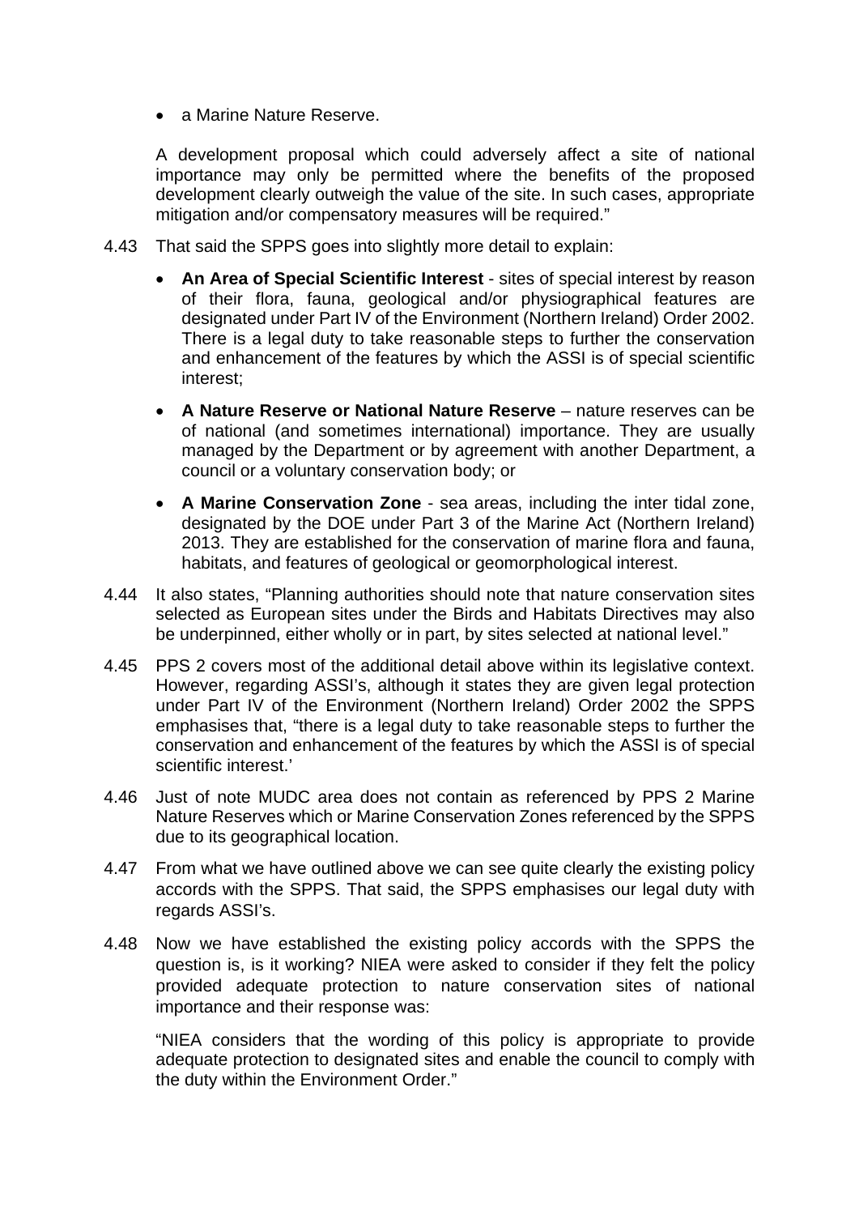- a Marine Nature Reserve.

A development proposal which could adversely affect a site of national importance may only be permitted where the benefits of the proposed development clearly outweigh the value of the site. In such cases, appropriate mitigation and/or compensatory measures will be required."

4.43 That said the SPPS goes into slightly more detail to explain:

- **An Area of Special Scientific Interest** - sites of special interest by reason of their flora, fauna, geological and/or physiographical features are designated under Part IV of the Environment (Northern Ireland) Order 2002. There is a legal duty to take reasonable steps to further the conservation and enhancement of the features by which the ASSI is of special scientific interest;

- **A Nature Reserve or National Nature Reserve** – nature reserves can be of national (and sometimes international) importance. They are usually managed by the Department or by agreement with another Department, a council or a voluntary conservation body; or

- **A Marine Conservation Zone** - sea areas, including the inter tidal zone, designated by the DOE under Part 3 of the Marine Act (Northern Ireland) 2013. They are established for the conservation of marine flora and fauna, habitats, and features of geological or geomorphological interest.

4.44 It also states, "Planning authorities should note that nature conservation sites selected as European sites under the Birds and Habitats Directives may also be underpinned, either wholly or in part, by sites selected at national level."

4.45 PPS 2 covers most of the additional detail above within its legislative context. However, regarding ASSI's, although it states they are given legal protection under Part IV of the Environment (Northern Ireland) Order 2002 the SPPS emphasises that, "there is a legal duty to take reasonable steps to further the conservation and enhancement of the features by which the ASSI is of special scientific interest.'

4.46 Just of note MUDC area does not contain as referenced by PPS 2 Marine Nature Reserves which or Marine Conservation Zones referenced by the SPPS due to its geographical location.

4.47 From what we have outlined above we can see quite clearly the existing policy accords with the SPPS. That said, the SPPS emphasises our legal duty with regards ASSI's.

4.48 Now we have established the existing policy accords with the SPPS the question is, is it working? NIEA were asked to consider if they felt the policy provided adequate protection to nature conservation sites of national importance and their response was:

"NIEA considers that the wording of this policy is appropriate to provide adequate protection to designated sites and enable the council to comply with the duty within the Environment Order."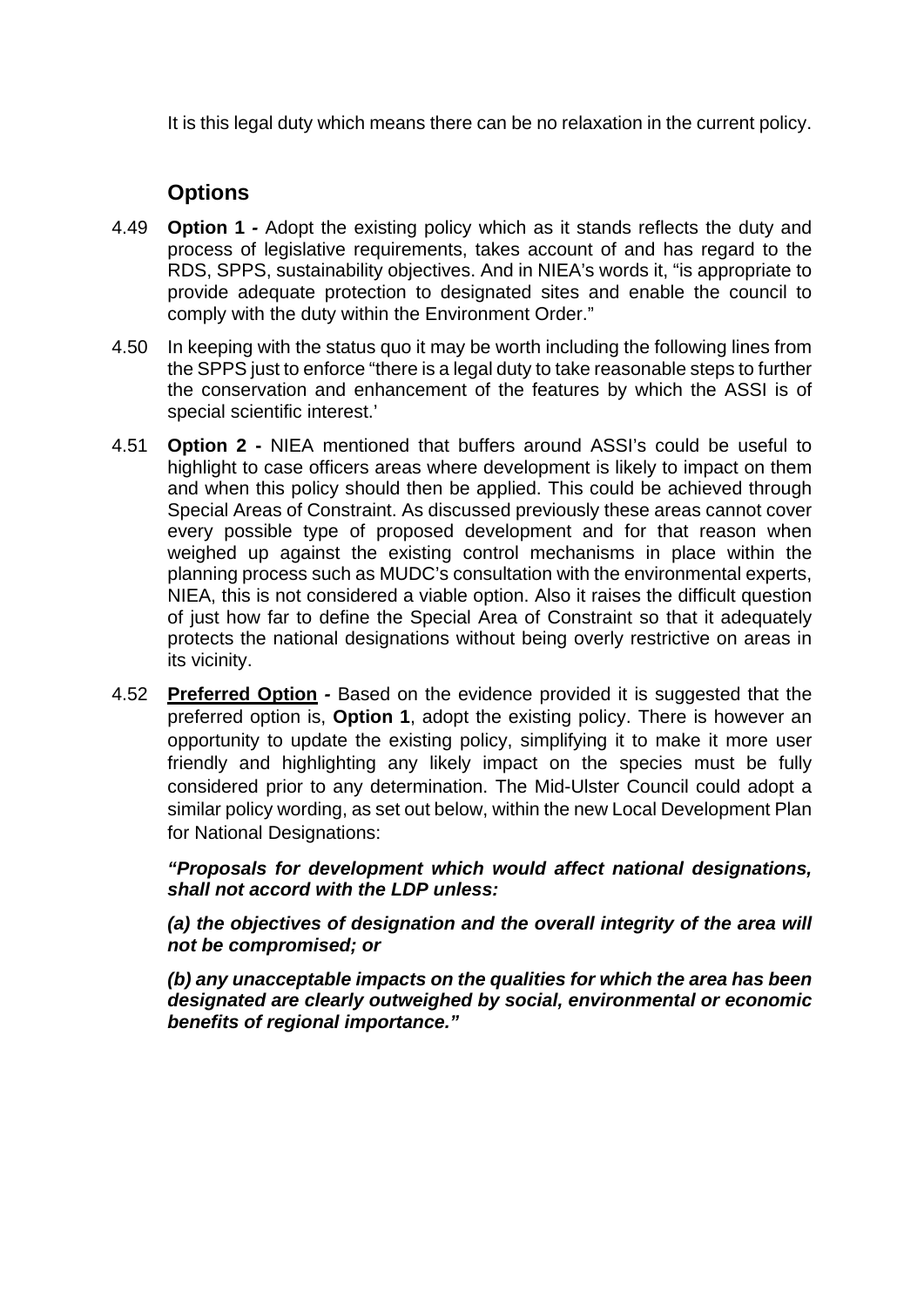It is this legal duty which means there can be no relaxation in the current policy.

## Options

4.49 **Option 1 -** Adopt the existing policy which as it stands reflects the duty and process of legislative requirements, takes account of and has regard to the RDS, SPPS, sustainability objectives. And in NIEA's words it, "is appropriate to provide adequate protection to designated sites and enable the council to comply with the duty within the Environment Order."

4.50 In keeping with the status quo it may be worth including the following lines from the SPPS just to enforce "there is a legal duty to take reasonable steps to further the conservation and enhancement of the features by which the ASSI is of special scientific interest.'

4.51 **Option 2 -** NIEA mentioned that buffers around ASSI's could be useful to highlight to case officers areas where development is likely to impact on them and when this policy should then be applied. This could be achieved through Special Areas of Constraint. As discussed previously these areas cannot cover every possible type of proposed development and for that reason when weighed up against the existing control mechanisms in place within the planning process such as MUDC's consultation with the environmental experts, NIEA, this is not considered a viable option. Also it raises the difficult question of just how far to define the Special Area of Constraint so that it adequately protects the national designations without being overly restrictive on areas in its vicinity.

4.52 **Preferred Option -** Based on the evidence provided it is suggested that the preferred option is, **Option 1**, adopt the existing policy. There is however an opportunity to update the existing policy, simplifying it to make it more user friendly and highlighting any likely impact on the species must be fully considered prior to any determination. The Mid-Ulster Council could adopt a similar policy wording, as set out below, within the new Local Development Plan for National Designations:

***"Proposals for development which would affect national designations, shall not accord with the LDP unless:***

***(a) the objectives of designation and the overall integrity of the area will not be compromised; or***

***(b) any unacceptable impacts on the qualities for which the area has been designated are clearly outweighed by social, environmental or economic benefits of regional importance."***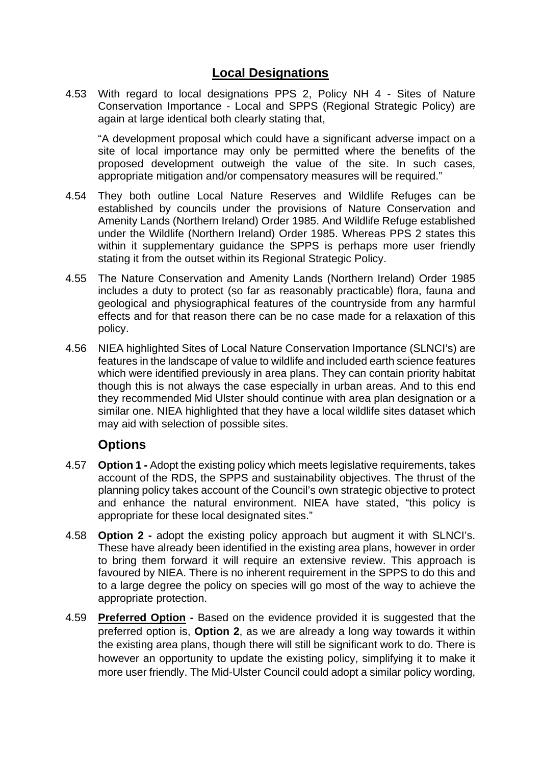## Local Designations

4.53 With regard to local designations PPS 2, Policy NH 4 - Sites of Nature Conservation Importance - Local and SPPS (Regional Strategic Policy) are again at large identical both clearly stating that,

"A development proposal which could have a significant adverse impact on a site of local importance may only be permitted where the benefits of the proposed development outweigh the value of the site. In such cases, appropriate mitigation and/or compensatory measures will be required."

4.54 They both outline Local Nature Reserves and Wildlife Refuges can be established by councils under the provisions of Nature Conservation and Amenity Lands (Northern Ireland) Order 1985. And Wildlife Refuge established under the Wildlife (Northern Ireland) Order 1985. Whereas PPS 2 states this within it supplementary guidance the SPPS is perhaps more user friendly stating it from the outset within its Regional Strategic Policy.

4.55 The Nature Conservation and Amenity Lands (Northern Ireland) Order 1985 includes a duty to protect (so far as reasonably practicable) flora, fauna and geological and physiographical features of the countryside from any harmful effects and for that reason there can be no case made for a relaxation of this policy.

4.56 NIEA highlighted Sites of Local Nature Conservation Importance (SLNCI's) are features in the landscape of value to wildlife and included earth science features which were identified previously in area plans. They can contain priority habitat though this is not always the case especially in urban areas. And to this end they recommended Mid Ulster should continue with area plan designation or a similar one. NIEA highlighted that they have a local wildlife sites dataset which may aid with selection of possible sites.

### Options

4.57 **Option 1 -** Adopt the existing policy which meets legislative requirements, takes account of the RDS, the SPPS and sustainability objectives. The thrust of the planning policy takes account of the Council's own strategic objective to protect and enhance the natural environment. NIEA have stated, "this policy is appropriate for these local designated sites."

4.58 **Option 2 -** adopt the existing policy approach but augment it with SLNCI's. These have already been identified in the existing area plans, however in order to bring them forward it will require an extensive review. This approach is favoured by NIEA. There is no inherent requirement in the SPPS to do this and to a large degree the policy on species will go most of the way to achieve the appropriate protection.

4.59 **Preferred Option -** Based on the evidence provided it is suggested that the preferred option is, **Option 2**, as we are already a long way towards it within the existing area plans, though there will still be significant work to do. There is however an opportunity to update the existing policy, simplifying it to make it more user friendly. The Mid-Ulster Council could adopt a similar policy wording,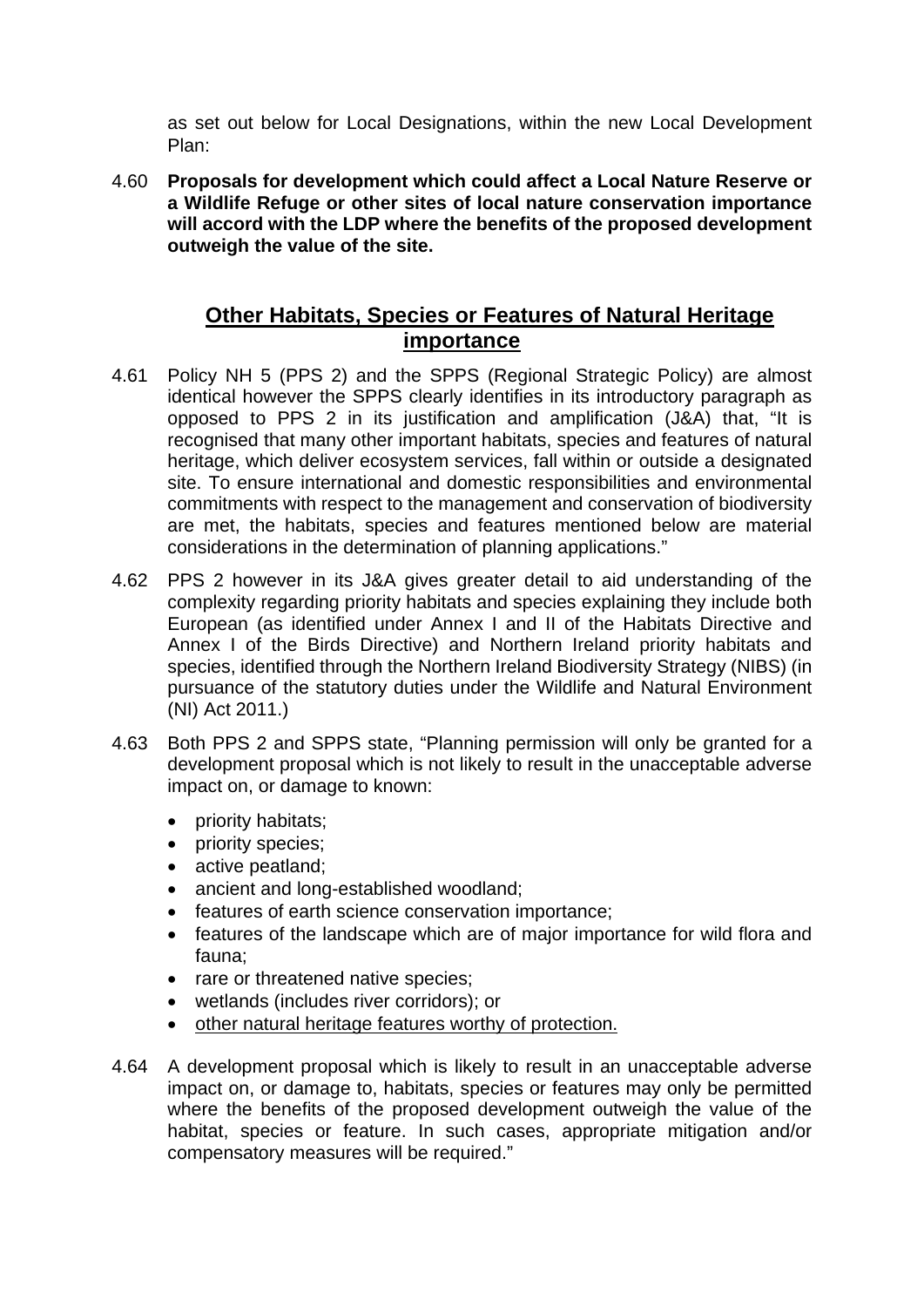as set out below for Local Designations, within the new Local Development Plan:

4.60 **Proposals for development which could affect a Local Nature Reserve or a Wildlife Refuge or other sites of local nature conservation importance will accord with the LDP where the benefits of the proposed development outweigh the value of the site.**

## Other Habitats, Species or Features of Natural Heritage importance

4.61 Policy NH 5 (PPS 2) and the SPPS (Regional Strategic Policy) are almost identical however the SPPS clearly identifies in its introductory paragraph as opposed to PPS 2 in its justification and amplification (J&A) that, "It is recognised that many other important habitats, species and features of natural heritage, which deliver ecosystem services, fall within or outside a designated site. To ensure international and domestic responsibilities and environmental commitments with respect to the management and conservation of biodiversity are met, the habitats, species and features mentioned below are material considerations in the determination of planning applications."

4.62 PPS 2 however in its J&A gives greater detail to aid understanding of the complexity regarding priority habitats and species explaining they include both European (as identified under Annex I and II of the Habitats Directive and Annex I of the Birds Directive) and Northern Ireland priority habitats and species, identified through the Northern Ireland Biodiversity Strategy (NIBS) (in pursuance of the statutory duties under the Wildlife and Natural Environment (NI) Act 2011.)

4.63 Both PPS 2 and SPPS state, "Planning permission will only be granted for a development proposal which is not likely to result in the unacceptable adverse impact on, or damage to known:

- priority habitats;
- priority species;
- active peatland;
- ancient and long-established woodland;
- features of earth science conservation importance;
- features of the landscape which are of major importance for wild flora and fauna;
- rare or threatened native species;
- wetlands (includes river corridors); or
- <u>other natural heritage features worthy of protection.</u>

4.64 A development proposal which is likely to result in an unacceptable adverse impact on, or damage to, habitats, species or features may only be permitted where the benefits of the proposed development outweigh the value of the habitat, species or feature. In such cases, appropriate mitigation and/or compensatory measures will be required."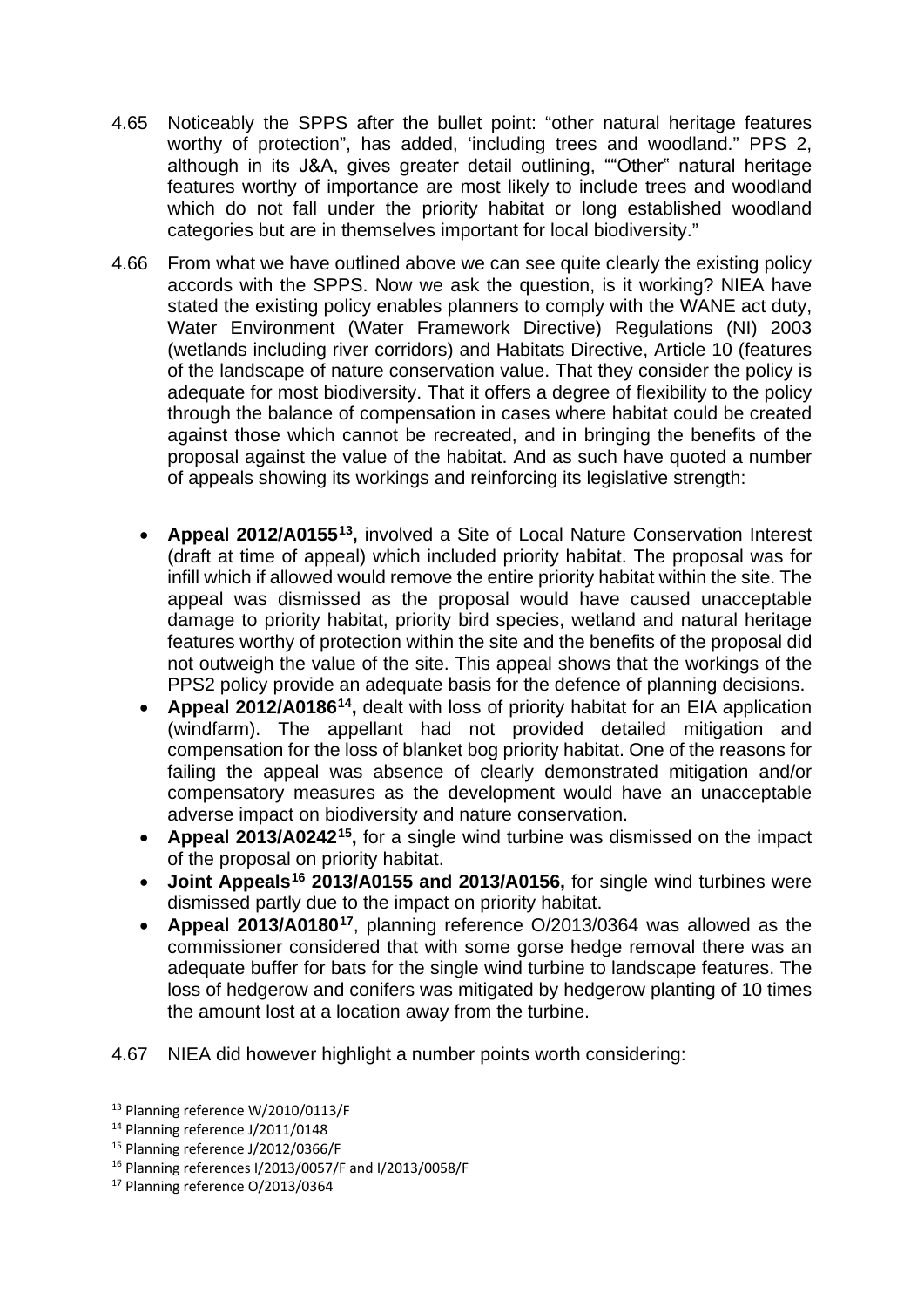4.65 Noticeably the SPPS after the bullet point: "other natural heritage features worthy of protection", has added, 'including trees and woodland." PPS 2, although in its J&A, gives greater detail outlining, ""Other" natural heritage features worthy of importance are most likely to include trees and woodland which do not fall under the priority habitat or long established woodland categories but are in themselves important for local biodiversity."

4.66 From what we have outlined above we can see quite clearly the existing policy accords with the SPPS. Now we ask the question, is it working? NIEA have stated the existing policy enables planners to comply with the WANE act duty, Water Environment (Water Framework Directive) Regulations (NI) 2003 (wetlands including river corridors) and Habitats Directive, Article 10 (features of the landscape of nature conservation value. That they consider the policy is adequate for most biodiversity. That it offers a degree of flexibility to the policy through the balance of compensation in cases where habitat could be created against those which cannot be recreated, and in bringing the benefits of the proposal against the value of the habitat. And as such have quoted a number of appeals showing its workings and reinforcing its legislative strength:

- **Appeal 2012/A0155[13],** involved a Site of Local Nature Conservation Interest (draft at time of appeal) which included priority habitat. The proposal was for infill which if allowed would remove the entire priority habitat within the site. The appeal was dismissed as the proposal would have caused unacceptable damage to priority habitat, priority bird species, wetland and natural heritage features worthy of protection within the site and the benefits of the proposal did not outweigh the value of the site. This appeal shows that the workings of the PPS2 policy provide an adequate basis for the defence of planning decisions.
- **Appeal 2012/A0186[14],** dealt with loss of priority habitat for an EIA application (windfarm). The appellant had not provided detailed mitigation and compensation for the loss of blanket bog priority habitat. One of the reasons for failing the appeal was absence of clearly demonstrated mitigation and/or compensatory measures as the development would have an unacceptable adverse impact on biodiversity and nature conservation.
- **Appeal 2013/A0242[15],** for a single wind turbine was dismissed on the impact of the proposal on priority habitat.
- **Joint Appeals[16] 2013/A0155 and 2013/A0156,** for single wind turbines were dismissed partly due to the impact on priority habitat.
- **Appeal 2013/A0180[17]**, planning reference O/2013/0364 was allowed as the commissioner considered that with some gorse hedge removal there was an adequate buffer for bats for the single wind turbine to landscape features. The loss of hedgerow and conifers was mitigated by hedgerow planting of 10 times the amount lost at a location away from the turbine.

4.67 NIEA did however highlight a number points worth considering:

---

[13] Planning reference W/2010/0113/F

[14] Planning reference J/2011/0148

[15] Planning reference J/2012/0366/F

[16] Planning references I/2013/0057/F and I/2013/0058/F

[17] Planning reference O/2013/0364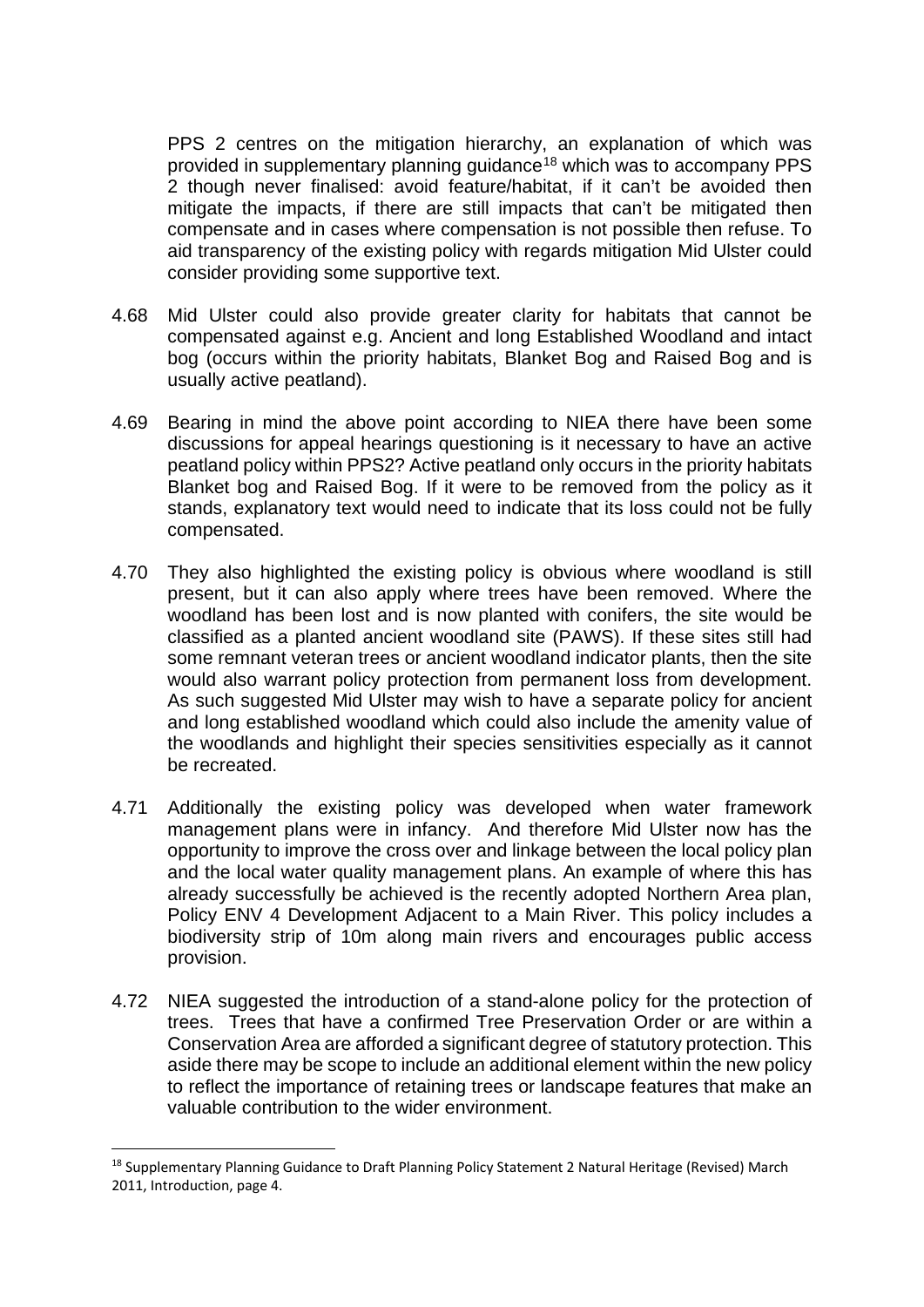PPS 2 centres on the mitigation hierarchy, an explanation of which was provided in supplementary planning guidance[18] which was to accompany PPS 2 though never finalised: avoid feature/habitat, if it can't be avoided then mitigate the impacts, if there are still impacts that can't be mitigated then compensate and in cases where compensation is not possible then refuse. To aid transparency of the existing policy with regards mitigation Mid Ulster could consider providing some supportive text.

4.68 Mid Ulster could also provide greater clarity for habitats that cannot be compensated against e.g. Ancient and long Established Woodland and intact bog (occurs within the priority habitats, Blanket Bog and Raised Bog and is usually active peatland).

4.69 Bearing in mind the above point according to NIEA there have been some discussions for appeal hearings questioning is it necessary to have an active peatland policy within PPS2? Active peatland only occurs in the priority habitats Blanket bog and Raised Bog. If it were to be removed from the policy as it stands, explanatory text would need to indicate that its loss could not be fully compensated.

4.70 They also highlighted the existing policy is obvious where woodland is still present, but it can also apply where trees have been removed. Where the woodland has been lost and is now planted with conifers, the site would be classified as a planted ancient woodland site (PAWS). If these sites still had some remnant veteran trees or ancient woodland indicator plants, then the site would also warrant policy protection from permanent loss from development. As such suggested Mid Ulster may wish to have a separate policy for ancient and long established woodland which could also include the amenity value of the woodlands and highlight their species sensitivities especially as it cannot be recreated.

4.71 Additionally the existing policy was developed when water framework management plans were in infancy. And therefore Mid Ulster now has the opportunity to improve the cross over and linkage between the local policy plan and the local water quality management plans. An example of where this has already successfully be achieved is the recently adopted Northern Area plan, Policy ENV 4 Development Adjacent to a Main River. This policy includes a biodiversity strip of 10m along main rivers and encourages public access provision.

4.72 NIEA suggested the introduction of a stand-alone policy for the protection of trees. Trees that have a confirmed Tree Preservation Order or are within a Conservation Area are afforded a significant degree of statutory protection. This aside there may be scope to include an additional element within the new policy to reflect the importance of retaining trees or landscape features that make an valuable contribution to the wider environment.

---

[18] Supplementary Planning Guidance to Draft Planning Policy Statement 2 Natural Heritage (Revised) March 2011, Introduction, page 4.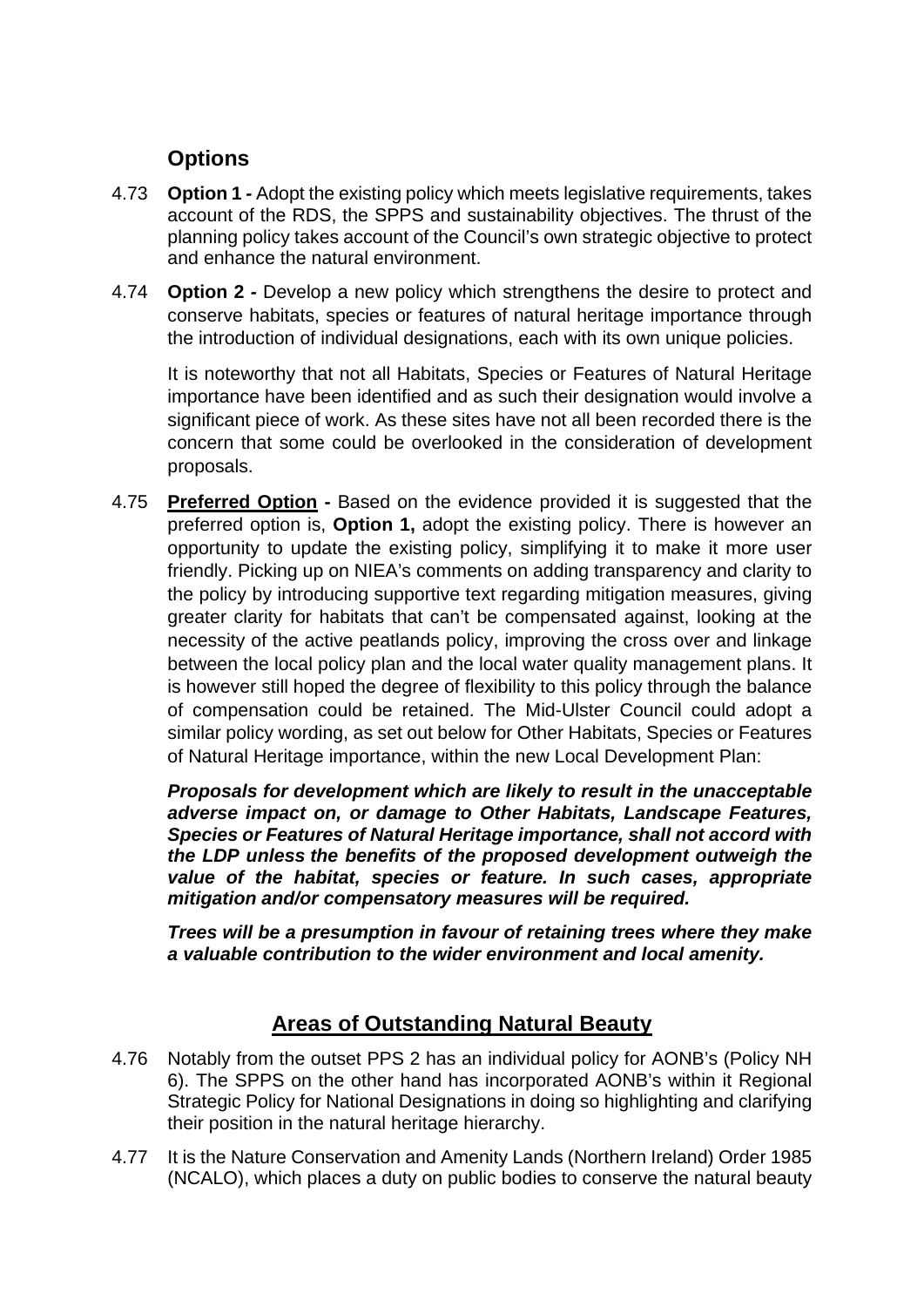## Options

4.73 **Option 1 -** Adopt the existing policy which meets legislative requirements, takes account of the RDS, the SPPS and sustainability objectives. The thrust of the planning policy takes account of the Council's own strategic objective to protect and enhance the natural environment.

4.74 **Option 2 -** Develop a new policy which strengthens the desire to protect and conserve habitats, species or features of natural heritage importance through the introduction of individual designations, each with its own unique policies.

It is noteworthy that not all Habitats, Species or Features of Natural Heritage importance have been identified and as such their designation would involve a significant piece of work. As these sites have not all been recorded there is the concern that some could be overlooked in the consideration of development proposals.

4.75 **Preferred Option -** Based on the evidence provided it is suggested that the preferred option is, **Option 1,** adopt the existing policy. There is however an opportunity to update the existing policy, simplifying it to make it more user friendly. Picking up on NIEA's comments on adding transparency and clarity to the policy by introducing supportive text regarding mitigation measures, giving greater clarity for habitats that can't be compensated against, looking at the necessity of the active peatlands policy, improving the cross over and linkage between the local policy plan and the local water quality management plans. It is however still hoped the degree of flexibility to this policy through the balance of compensation could be retained. The Mid-Ulster Council could adopt a similar policy wording, as set out below for Other Habitats, Species or Features of Natural Heritage importance, within the new Local Development Plan:

***Proposals for development which are likely to result in the unacceptable adverse impact on, or damage to Other Habitats, Landscape Features, Species or Features of Natural Heritage importance, shall not accord with the LDP unless the benefits of the proposed development outweigh the value of the habitat, species or feature. In such cases, appropriate mitigation and/or compensatory measures will be required.***

***Trees will be a presumption in favour of retaining trees where they make a valuable contribution to the wider environment and local amenity.***

## Areas of Outstanding Natural Beauty

4.76 Notably from the outset PPS 2 has an individual policy for AONB's (Policy NH 6). The SPPS on the other hand has incorporated AONB's within it Regional Strategic Policy for National Designations in doing so highlighting and clarifying their position in the natural heritage hierarchy.

4.77 It is the Nature Conservation and Amenity Lands (Northern Ireland) Order 1985 (NCALO), which places a duty on public bodies to conserve the natural beauty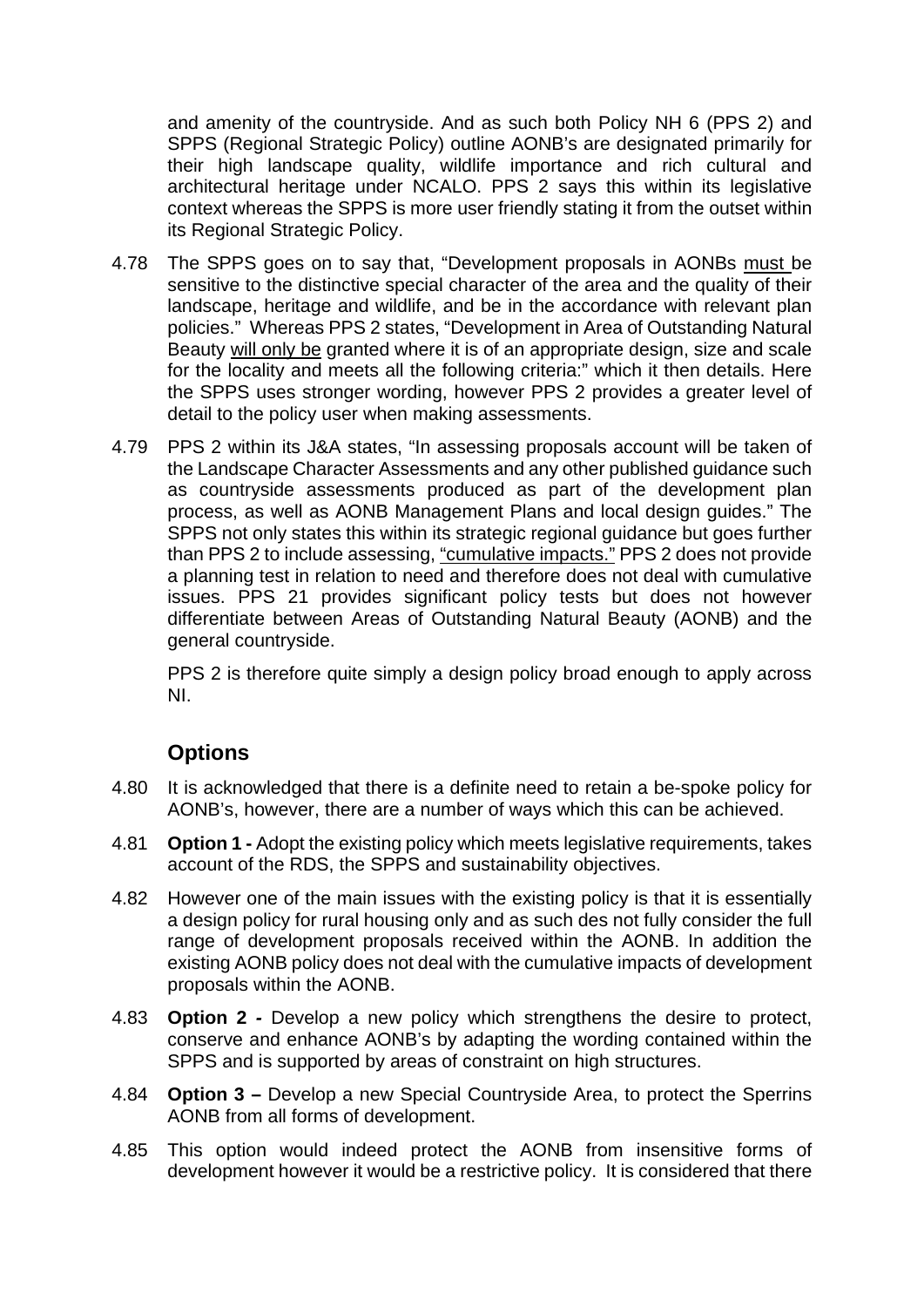and amenity of the countryside. And as such both Policy NH 6 (PPS 2) and SPPS (Regional Strategic Policy) outline AONB's are designated primarily for their high landscape quality, wildlife importance and rich cultural and architectural heritage under NCALO. PPS 2 says this within its legislative context whereas the SPPS is more user friendly stating it from the outset within its Regional Strategic Policy.

4.78 The SPPS goes on to say that, "Development proposals in AONBs <u>must</u> be sensitive to the distinctive special character of the area and the quality of their landscape, heritage and wildlife, and be in the accordance with relevant plan policies." Whereas PPS 2 states, "Development in Area of Outstanding Natural Beauty <u>will only be</u> granted where it is of an appropriate design, size and scale for the locality and meets all the following criteria:" which it then details. Here the SPPS uses stronger wording, however PPS 2 provides a greater level of detail to the policy user when making assessments.

4.79 PPS 2 within its J&A states, "In assessing proposals account will be taken of the Landscape Character Assessments and any other published guidance such as countryside assessments produced as part of the development plan process, as well as AONB Management Plans and local design guides." The SPPS not only states this within its strategic regional guidance but goes further than PPS 2 to include assessing, <u>"cumulative impacts."</u> PPS 2 does not provide a planning test in relation to need and therefore does not deal with cumulative issues. PPS 21 provides significant policy tests but does not however differentiate between Areas of Outstanding Natural Beauty (AONB) and the general countryside.

PPS 2 is therefore quite simply a design policy broad enough to apply across NI.

## Options

4.80 It is acknowledged that there is a definite need to retain a be-spoke policy for AONB's, however, there are a number of ways which this can be achieved.

4.81 **Option 1 -** Adopt the existing policy which meets legislative requirements, takes account of the RDS, the SPPS and sustainability objectives.

4.82 However one of the main issues with the existing policy is that it is essentially a design policy for rural housing only and as such des not fully consider the full range of development proposals received within the AONB. In addition the existing AONB policy does not deal with the cumulative impacts of development proposals within the AONB.

4.83 **Option 2 -** Develop a new policy which strengthens the desire to protect, conserve and enhance AONB's by adapting the wording contained within the SPPS and is supported by areas of constraint on high structures.

4.84 **Option 3 –** Develop a new Special Countryside Area, to protect the Sperrins AONB from all forms of development.

4.85 This option would indeed protect the AONB from insensitive forms of development however it would be a restrictive policy. It is considered that there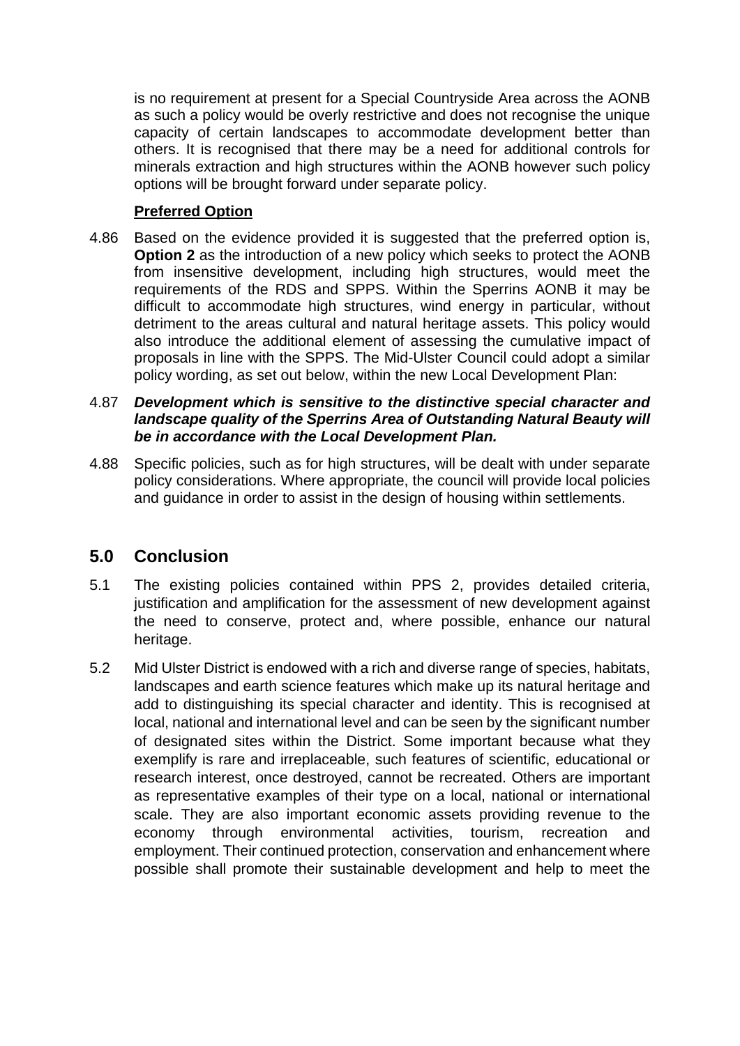is no requirement at present for a Special Countryside Area across the AONB as such a policy would be overly restrictive and does not recognise the unique capacity of certain landscapes to accommodate development better than others. It is recognised that there may be a need for additional controls for minerals extraction and high structures within the AONB however such policy options will be brought forward under separate policy.

**Preferred Option**

4.86 Based on the evidence provided it is suggested that the preferred option is, **Option 2** as the introduction of a new policy which seeks to protect the AONB from insensitive development, including high structures, would meet the requirements of the RDS and SPPS. Within the Sperrins AONB it may be difficult to accommodate high structures, wind energy in particular, without detriment to the areas cultural and natural heritage assets. This policy would also introduce the additional element of assessing the cumulative impact of proposals in line with the SPPS. The Mid-Ulster Council could adopt a similar policy wording, as set out below, within the new Local Development Plan:

4.87 ***Development which is sensitive to the distinctive special character and landscape quality of the Sperrins Area of Outstanding Natural Beauty will be in accordance with the Local Development Plan.***

4.88 Specific policies, such as for high structures, will be dealt with under separate policy considerations. Where appropriate, the council will provide local policies and guidance in order to assist in the design of housing within settlements.

## 5.0 Conclusion

5.1 The existing policies contained within PPS 2, provides detailed criteria, justification and amplification for the assessment of new development against the need to conserve, protect and, where possible, enhance our natural heritage.

5.2 Mid Ulster District is endowed with a rich and diverse range of species, habitats, landscapes and earth science features which make up its natural heritage and add to distinguishing its special character and identity. This is recognised at local, national and international level and can be seen by the significant number of designated sites within the District. Some important because what they exemplify is rare and irreplaceable, such features of scientific, educational or research interest, once destroyed, cannot be recreated. Others are important as representative examples of their type on a local, national or international scale. They are also important economic assets providing revenue to the economy through environmental activities, tourism, recreation and employment. Their continued protection, conservation and enhancement where possible shall promote their sustainable development and help to meet the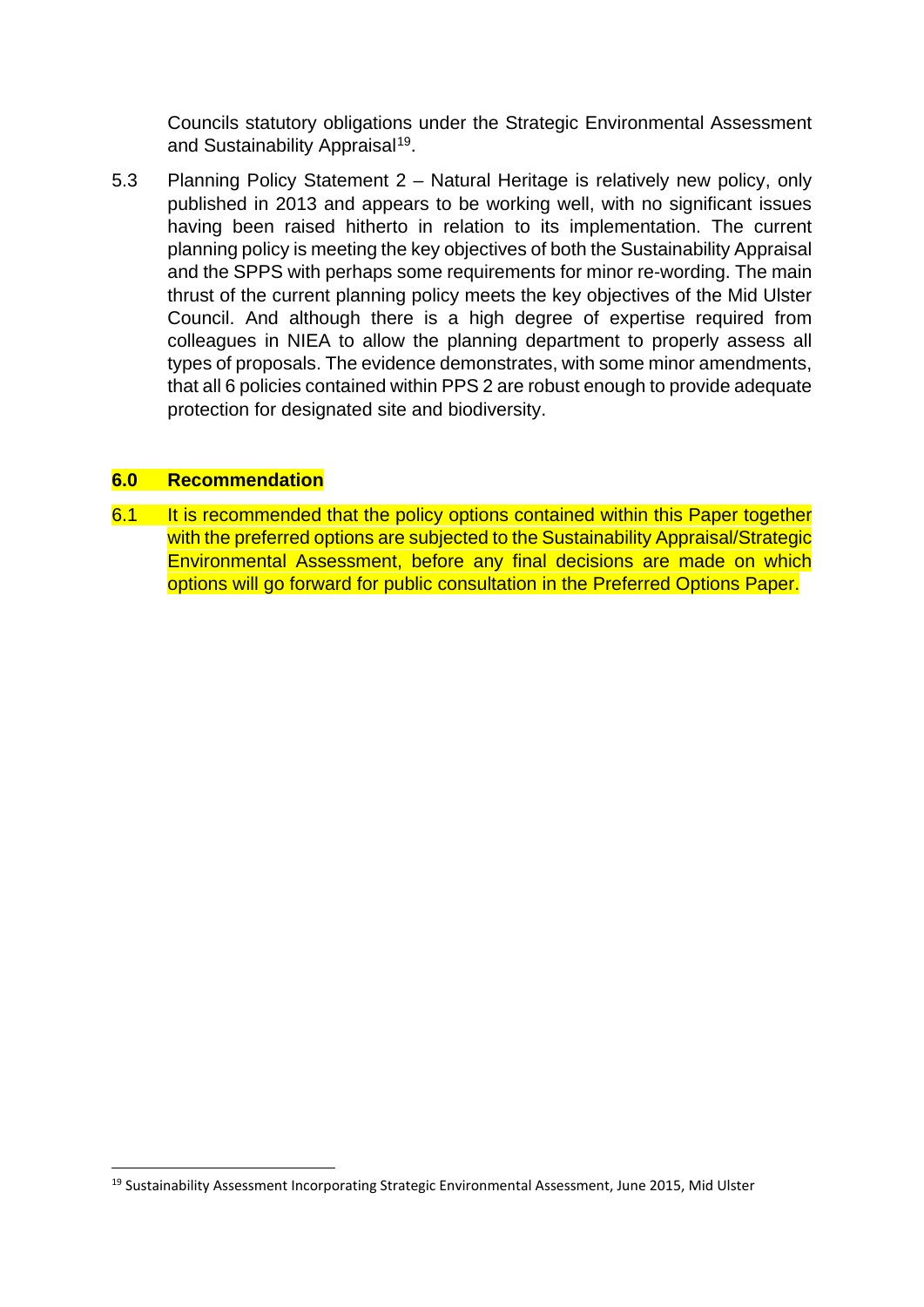Councils statutory obligations under the Strategic Environmental Assessment and Sustainability Appraisal[19].

5.3 Planning Policy Statement 2 – Natural Heritage is relatively new policy, only published in 2013 and appears to be working well, with no significant issues having been raised hitherto in relation to its implementation. The current planning policy is meeting the key objectives of both the Sustainability Appraisal and the SPPS with perhaps some requirements for minor re-wording. The main thrust of the current planning policy meets the key objectives of the Mid Ulster Council. And although there is a high degree of expertise required from colleagues in NIEA to allow the planning department to properly assess all types of proposals. The evidence demonstrates, with some minor amendments, that all 6 policies contained within PPS 2 are robust enough to provide adequate protection for designated site and biodiversity.

## 6.0 Recommendation

6.1 It is recommended that the policy options contained within this Paper together with the preferred options are subjected to the Sustainability Appraisal/Strategic Environmental Assessment, before any final decisions are made on which options will go forward for public consultation in the Preferred Options Paper.

[19] Sustainability Assessment Incorporating Strategic Environmental Assessment, June 2015, Mid Ulster